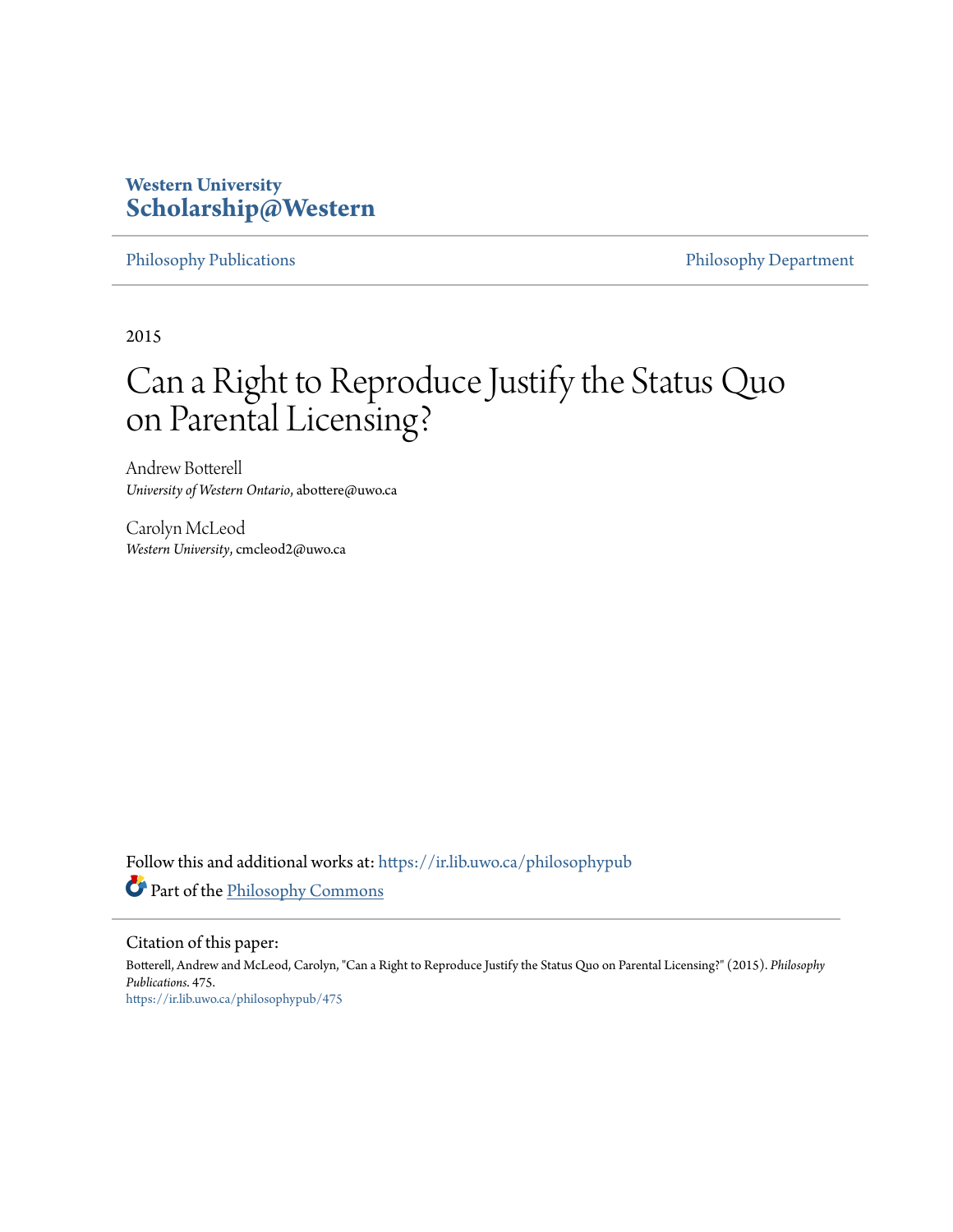Western University
**Scholarship@Western**

Philosophy Publications | Philosophy Department

2015

# Can a Right to Reproduce Justify the Status Quo on Parental Licensing?

Andrew Botterell
*University of Western Ontario*, abottere@uwo.ca

Carolyn McLeod
*Western University*, cmcleod2@uwo.ca

Follow this and additional works at: https://ir.lib.uwo.ca/philosophypub

Part of the Philosophy Commons

Citation of this paper:
Botterell, Andrew and McLeod, Carolyn, "Can a Right to Reproduce Justify the Status Quo on Parental Licensing?" (2015). *Philosophy Publications*. 475.
https://ir.lib.uwo.ca/philosophypub/475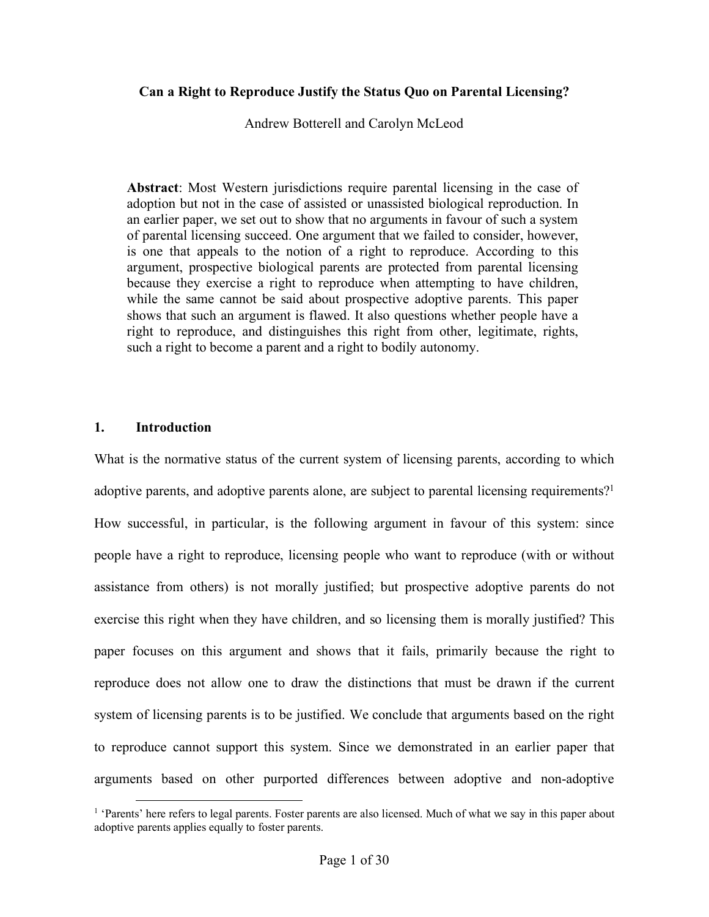**Can a Right to Reproduce Justify the Status Quo on Parental Licensing?**

Andrew Botterell and Carolyn McLeod

**Abstract**: Most Western jurisdictions require parental licensing in the case of adoption but not in the case of assisted or unassisted biological reproduction. In an earlier paper, we set out to show that no arguments in favour of such a system of parental licensing succeed. One argument that we failed to consider, however, is one that appeals to the notion of a right to reproduce. According to this argument, prospective biological parents are protected from parental licensing because they exercise a right to reproduce when attempting to have children, while the same cannot be said about prospective adoptive parents. This paper shows that such an argument is flawed. It also questions whether people have a right to reproduce, and distinguishes this right from other, legitimate, rights, such a right to become a parent and a right to bodily autonomy.

## 1. Introduction

What is the normative status of the current system of licensing parents, according to which adoptive parents, and adoptive parents alone, are subject to parental licensing requirements?[1] How successful, in particular, is the following argument in favour of this system: since people have a right to reproduce, licensing people who want to reproduce (with or without assistance from others) is not morally justified; but prospective adoptive parents do not exercise this right when they have children, and so licensing them is morally justified? This paper focuses on this argument and shows that it fails, primarily because the right to reproduce does not allow one to draw the distinctions that must be drawn if the current system of licensing parents is to be justified. We conclude that arguments based on the right to reproduce cannot support this system. Since we demonstrated in an earlier paper that arguments based on other purported differences between adoptive and non-adoptive

[1] 'Parents' here refers to legal parents. Foster parents are also licensed. Much of what we say in this paper about adoptive parents applies equally to foster parents.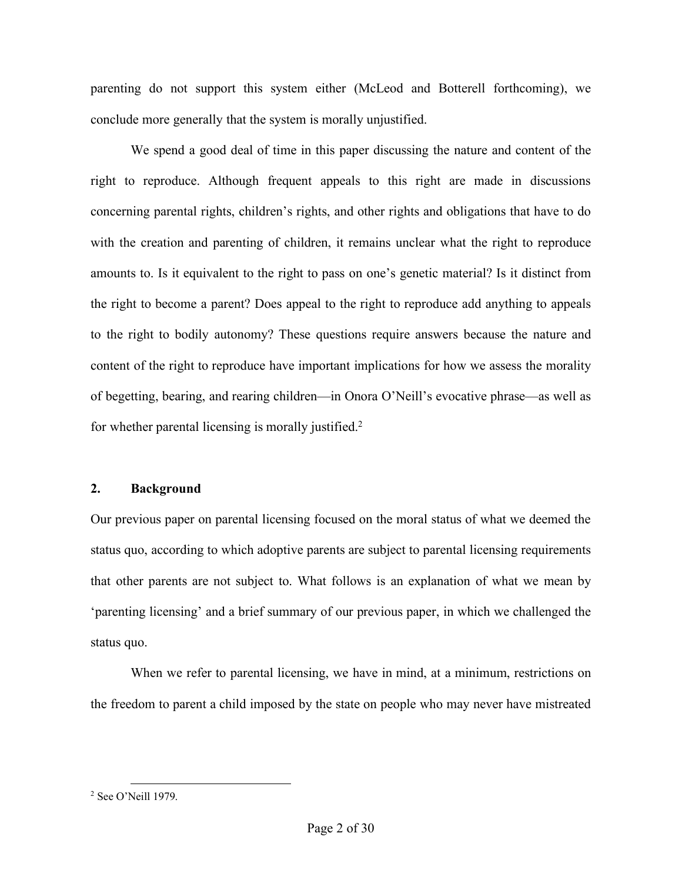parenting do not support this system either (McLeod and Botterell forthcoming), we conclude more generally that the system is morally unjustified.

We spend a good deal of time in this paper discussing the nature and content of the right to reproduce. Although frequent appeals to this right are made in discussions concerning parental rights, children's rights, and other rights and obligations that have to do with the creation and parenting of children, it remains unclear what the right to reproduce amounts to. Is it equivalent to the right to pass on one's genetic material? Is it distinct from the right to become a parent? Does appeal to the right to reproduce add anything to appeals to the right to bodily autonomy? These questions require answers because the nature and content of the right to reproduce have important implications for how we assess the morality of begetting, bearing, and rearing children—in Onora O'Neill's evocative phrase—as well as for whether parental licensing is morally justified.[2]

## 2. Background

Our previous paper on parental licensing focused on the moral status of what we deemed the status quo, according to which adoptive parents are subject to parental licensing requirements that other parents are not subject to. What follows is an explanation of what we mean by 'parenting licensing' and a brief summary of our previous paper, in which we challenged the status quo.

When we refer to parental licensing, we have in mind, at a minimum, restrictions on the freedom to parent a child imposed by the state on people who may never have mistreated

[2] See O'Neill 1979.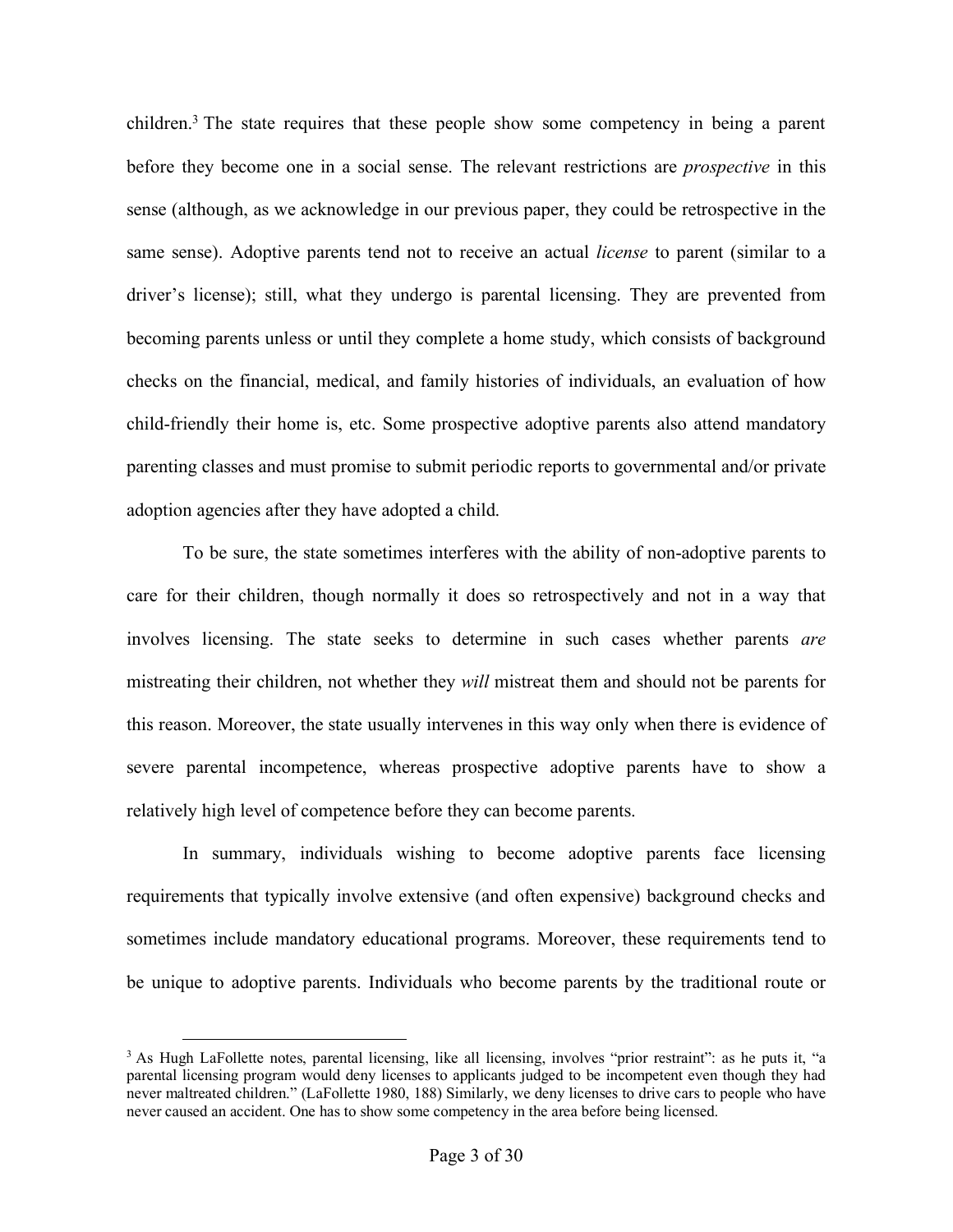children.[3] The state requires that these people show some competency in being a parent before they become one in a social sense. The relevant restrictions are *prospective* in this sense (although, as we acknowledge in our previous paper, they could be retrospective in the same sense). Adoptive parents tend not to receive an actual *license* to parent (similar to a driver's license); still, what they undergo is parental licensing. They are prevented from becoming parents unless or until they complete a home study, which consists of background checks on the financial, medical, and family histories of individuals, an evaluation of how child-friendly their home is, etc. Some prospective adoptive parents also attend mandatory parenting classes and must promise to submit periodic reports to governmental and/or private adoption agencies after they have adopted a child.

To be sure, the state sometimes interferes with the ability of non-adoptive parents to care for their children, though normally it does so retrospectively and not in a way that involves licensing. The state seeks to determine in such cases whether parents *are* mistreating their children, not whether they *will* mistreat them and should not be parents for this reason. Moreover, the state usually intervenes in this way only when there is evidence of severe parental incompetence, whereas prospective adoptive parents have to show a relatively high level of competence before they can become parents.

In summary, individuals wishing to become adoptive parents face licensing requirements that typically involve extensive (and often expensive) background checks and sometimes include mandatory educational programs. Moreover, these requirements tend to be unique to adoptive parents. Individuals who become parents by the traditional route or

---

[3] As Hugh LaFollette notes, parental licensing, like all licensing, involves "prior restraint": as he puts it, "a parental licensing program would deny licenses to applicants judged to be incompetent even though they had never maltreated children." (LaFollette 1980, 188) Similarly, we deny licenses to drive cars to people who have never caused an accident. One has to show some competency in the area before being licensed.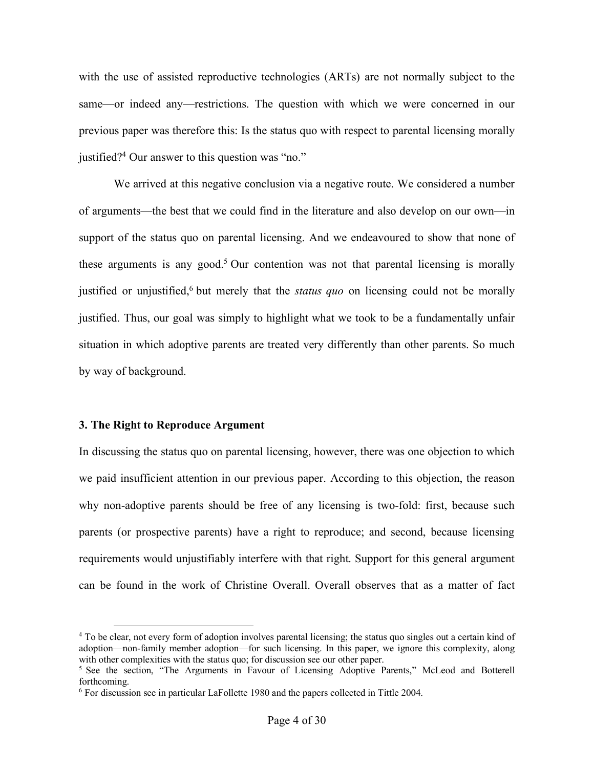with the use of assisted reproductive technologies (ARTs) are not normally subject to the same—or indeed any—restrictions. The question with which we were concerned in our previous paper was therefore this: Is the status quo with respect to parental licensing morally justified?[4] Our answer to this question was "no."

We arrived at this negative conclusion via a negative route. We considered a number of arguments—the best that we could find in the literature and also develop on our own—in support of the status quo on parental licensing. And we endeavoured to show that none of these arguments is any good.[5] Our contention was not that parental licensing is morally justified or unjustified,[6] but merely that the *status quo* on licensing could not be morally justified. Thus, our goal was simply to highlight what we took to be a fundamentally unfair situation in which adoptive parents are treated very differently than other parents. So much by way of background.

### 3. The Right to Reproduce Argument

In discussing the status quo on parental licensing, however, there was one objection to which we paid insufficient attention in our previous paper. According to this objection, the reason why non-adoptive parents should be free of any licensing is two-fold: first, because such parents (or prospective parents) have a right to reproduce; and second, because licensing requirements would unjustifiably interfere with that right. Support for this general argument can be found in the work of Christine Overall. Overall observes that as a matter of fact

---

[4] To be clear, not every form of adoption involves parental licensing; the status quo singles out a certain kind of adoption—non-family member adoption—for such licensing. In this paper, we ignore this complexity, along with other complexities with the status quo; for discussion see our other paper.

[5] See the section, "The Arguments in Favour of Licensing Adoptive Parents," McLeod and Botterell forthcoming.

[6] For discussion see in particular LaFollette 1980 and the papers collected in Tittle 2004.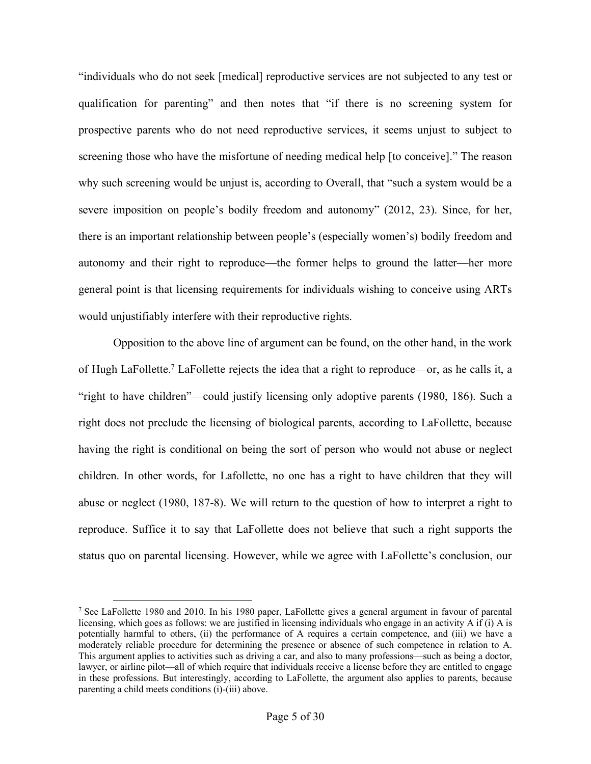"individuals who do not seek [medical] reproductive services are not subjected to any test or qualification for parenting" and then notes that "if there is no screening system for prospective parents who do not need reproductive services, it seems unjust to subject to screening those who have the misfortune of needing medical help [to conceive]." The reason why such screening would be unjust is, according to Overall, that "such a system would be a severe imposition on people's bodily freedom and autonomy" (2012, 23). Since, for her, there is an important relationship between people's (especially women's) bodily freedom and autonomy and their right to reproduce—the former helps to ground the latter—her more general point is that licensing requirements for individuals wishing to conceive using ARTs would unjustifiably interfere with their reproductive rights.

Opposition to the above line of argument can be found, on the other hand, in the work of Hugh LaFollette.[7] LaFollette rejects the idea that a right to reproduce—or, as he calls it, a "right to have children"—could justify licensing only adoptive parents (1980, 186). Such a right does not preclude the licensing of biological parents, according to LaFollette, because having the right is conditional on being the sort of person who would not abuse or neglect children. In other words, for Lafollette, no one has a right to have children that they will abuse or neglect (1980, 187-8). We will return to the question of how to interpret a right to reproduce. Suffice it to say that LaFollette does not believe that such a right supports the status quo on parental licensing. However, while we agree with LaFollette's conclusion, our

[7] See LaFollette 1980 and 2010. In his 1980 paper, LaFollette gives a general argument in favour of parental licensing, which goes as follows: we are justified in licensing individuals who engage in an activity A if (i) A is potentially harmful to others, (ii) the performance of A requires a certain competence, and (iii) we have a moderately reliable procedure for determining the presence or absence of such competence in relation to A. This argument applies to activities such as driving a car, and also to many professions—such as being a doctor, lawyer, or airline pilot—all of which require that individuals receive a license before they are entitled to engage in these professions. But interestingly, according to LaFollette, the argument also applies to parents, because parenting a child meets conditions (i)-(iii) above.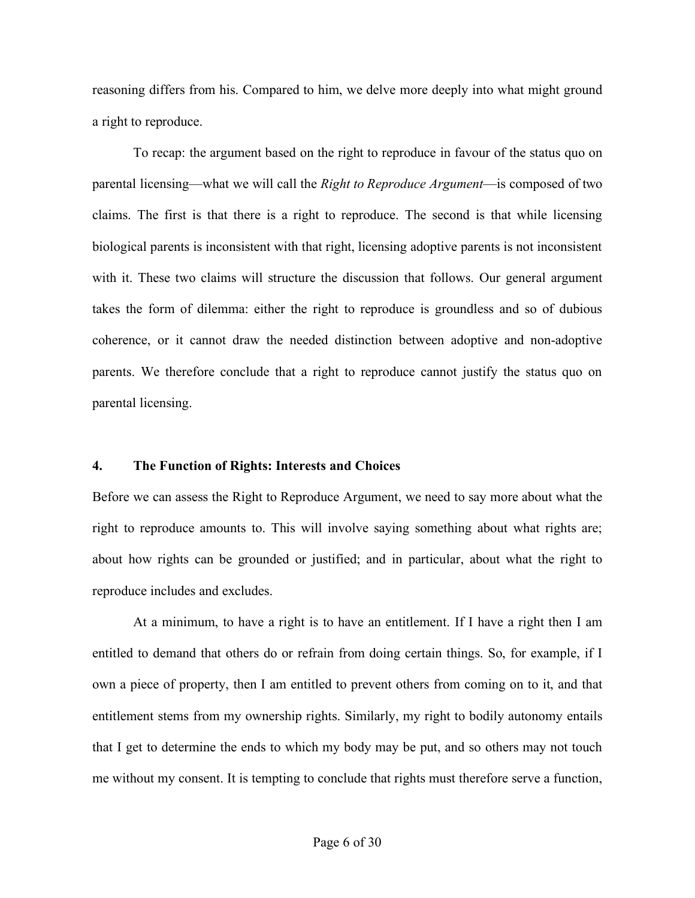reasoning differs from his. Compared to him, we delve more deeply into what might ground a right to reproduce.

To recap: the argument based on the right to reproduce in favour of the status quo on parental licensing—what we will call the *Right to Reproduce Argument*—is composed of two claims. The first is that there is a right to reproduce. The second is that while licensing biological parents is inconsistent with that right, licensing adoptive parents is not inconsistent with it. These two claims will structure the discussion that follows. Our general argument takes the form of dilemma: either the right to reproduce is groundless and so of dubious coherence, or it cannot draw the needed distinction between adoptive and non-adoptive parents. We therefore conclude that a right to reproduce cannot justify the status quo on parental licensing.

## 4. The Function of Rights: Interests and Choices

Before we can assess the Right to Reproduce Argument, we need to say more about what the right to reproduce amounts to. This will involve saying something about what rights are; about how rights can be grounded or justified; and in particular, about what the right to reproduce includes and excludes.

At a minimum, to have a right is to have an entitlement. If I have a right then I am entitled to demand that others do or refrain from doing certain things. So, for example, if I own a piece of property, then I am entitled to prevent others from coming on to it, and that entitlement stems from my ownership rights. Similarly, my right to bodily autonomy entails that I get to determine the ends to which my body may be put, and so others may not touch me without my consent. It is tempting to conclude that rights must therefore serve a function,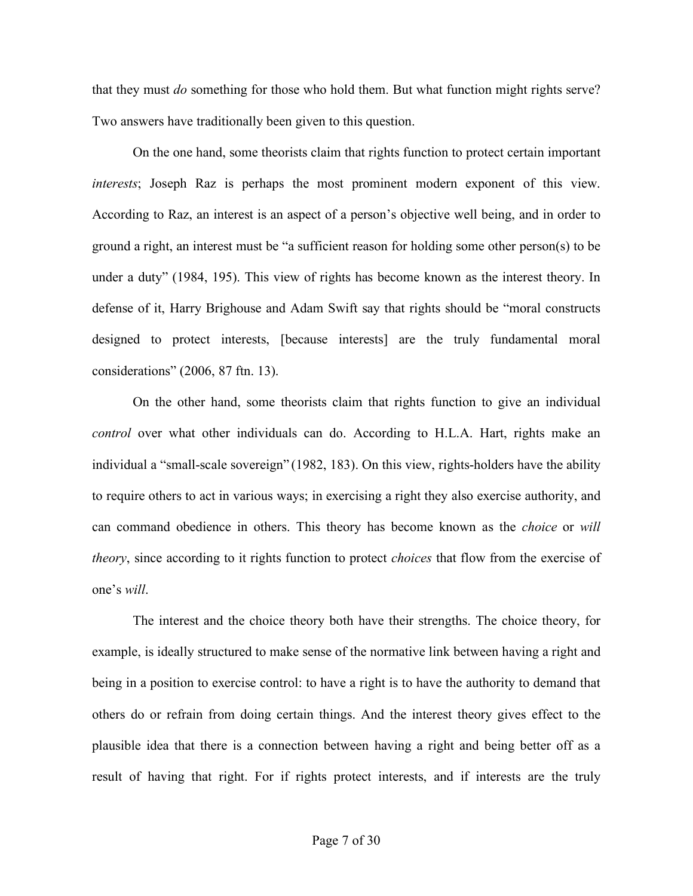that they must *do* something for those who hold them. But what function might rights serve? Two answers have traditionally been given to this question.

On the one hand, some theorists claim that rights function to protect certain important *interests*; Joseph Raz is perhaps the most prominent modern exponent of this view. According to Raz, an interest is an aspect of a person's objective well being, and in order to ground a right, an interest must be "a sufficient reason for holding some other person(s) to be under a duty" (1984, 195). This view of rights has become known as the interest theory. In defense of it, Harry Brighouse and Adam Swift say that rights should be "moral constructs designed to protect interests, [because interests] are the truly fundamental moral considerations" (2006, 87 ftn. 13).

On the other hand, some theorists claim that rights function to give an individual *control* over what other individuals can do. According to H.L.A. Hart, rights make an individual a "small-scale sovereign" (1982, 183). On this view, rights-holders have the ability to require others to act in various ways; in exercising a right they also exercise authority, and can command obedience in others. This theory has become known as the *choice* or *will theory*, since according to it rights function to protect *choices* that flow from the exercise of one's *will*.

The interest and the choice theory both have their strengths. The choice theory, for example, is ideally structured to make sense of the normative link between having a right and being in a position to exercise control: to have a right is to have the authority to demand that others do or refrain from doing certain things. And the interest theory gives effect to the plausible idea that there is a connection between having a right and being better off as a result of having that right. For if rights protect interests, and if interests are the truly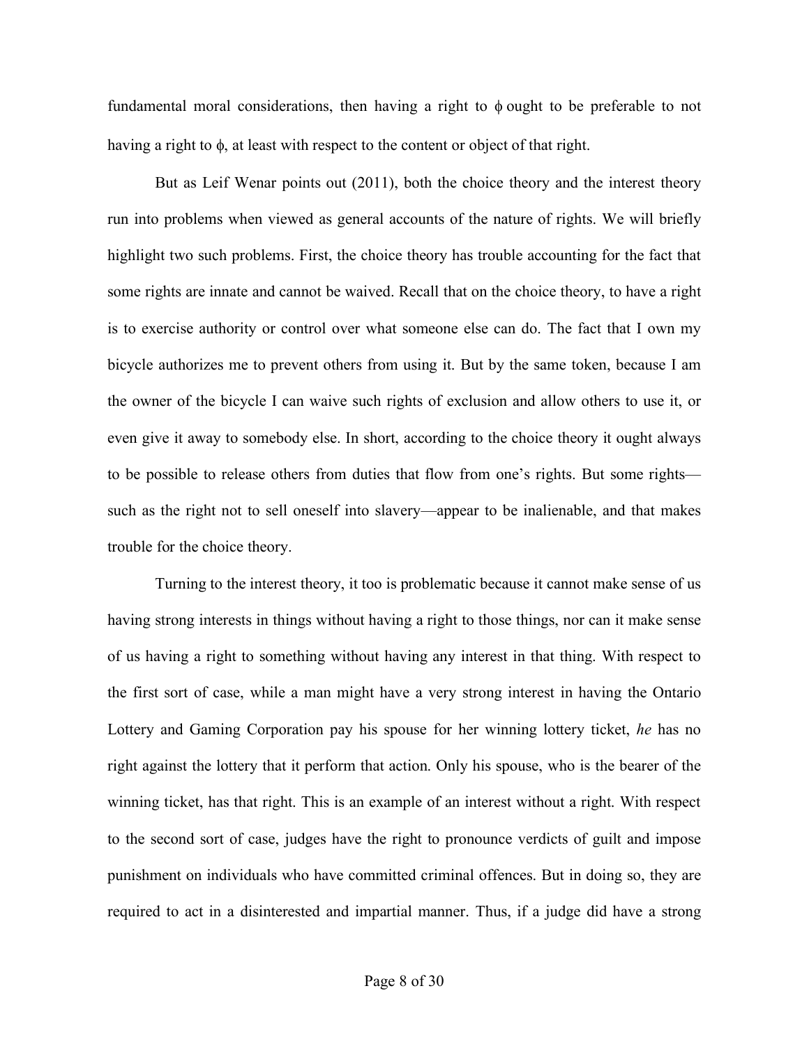fundamental moral considerations, then having a right to $\phi$ ought to be preferable to not having a right to $\phi$, at least with respect to the content or object of that right.

But as Leif Wenar points out (2011), both the choice theory and the interest theory run into problems when viewed as general accounts of the nature of rights. We will briefly highlight two such problems. First, the choice theory has trouble accounting for the fact that some rights are innate and cannot be waived. Recall that on the choice theory, to have a right is to exercise authority or control over what someone else can do. The fact that I own my bicycle authorizes me to prevent others from using it. But by the same token, because I am the owner of the bicycle I can waive such rights of exclusion and allow others to use it, or even give it away to somebody else. In short, according to the choice theory it ought always to be possible to release others from duties that flow from one's rights. But some rights—such as the right not to sell oneself into slavery—appear to be inalienable, and that makes trouble for the choice theory.

Turning to the interest theory, it too is problematic because it cannot make sense of us having strong interests in things without having a right to those things, nor can it make sense of us having a right to something without having any interest in that thing. With respect to the first sort of case, while a man might have a very strong interest in having the Ontario Lottery and Gaming Corporation pay his spouse for her winning lottery ticket, *he* has no right against the lottery that it perform that action. Only his spouse, who is the bearer of the winning ticket, has that right. This is an example of an interest without a right. With respect to the second sort of case, judges have the right to pronounce verdicts of guilt and impose punishment on individuals who have committed criminal offences. But in doing so, they are required to act in a disinterested and impartial manner. Thus, if a judge did have a strong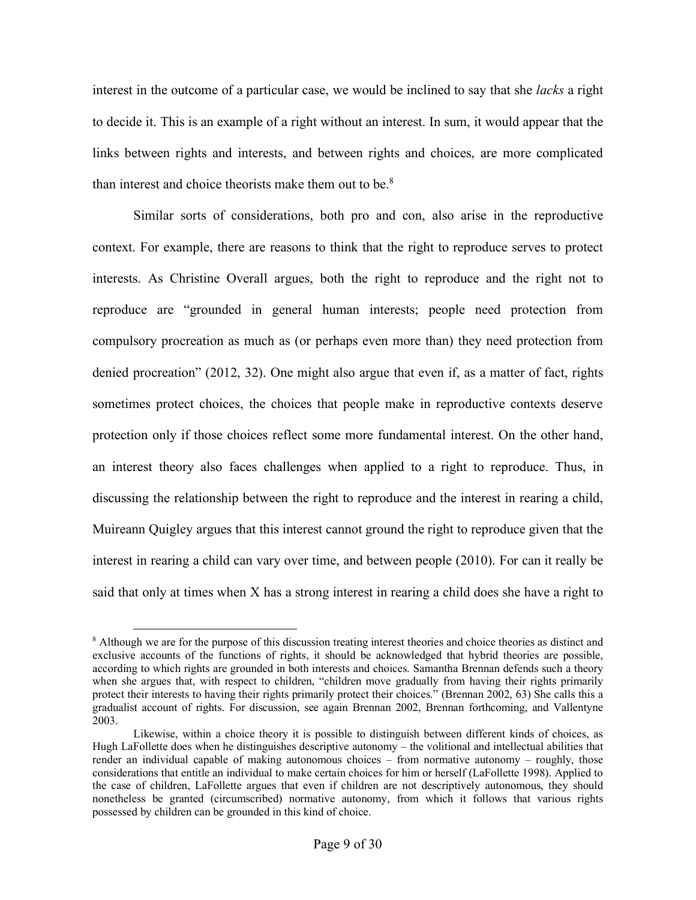interest in the outcome of a particular case, we would be inclined to say that she *lacks* a right to decide it. This is an example of a right without an interest. In sum, it would appear that the links between rights and interests, and between rights and choices, are more complicated than interest and choice theorists make them out to be.[8]

Similar sorts of considerations, both pro and con, also arise in the reproductive context. For example, there are reasons to think that the right to reproduce serves to protect interests. As Christine Overall argues, both the right to reproduce and the right not to reproduce are "grounded in general human interests; people need protection from compulsory procreation as much as (or perhaps even more than) they need protection from denied procreation" (2012, 32). One might also argue that even if, as a matter of fact, rights sometimes protect choices, the choices that people make in reproductive contexts deserve protection only if those choices reflect some more fundamental interest. On the other hand, an interest theory also faces challenges when applied to a right to reproduce. Thus, in discussing the relationship between the right to reproduce and the interest in rearing a child, Muireann Quigley argues that this interest cannot ground the right to reproduce given that the interest in rearing a child can vary over time, and between people (2010). For can it really be said that only at times when X has a strong interest in rearing a child does she have a right to

---

[8] Although we are for the purpose of this discussion treating interest theories and choice theories as distinct and exclusive accounts of the functions of rights, it should be acknowledged that hybrid theories are possible, according to which rights are grounded in both interests and choices. Samantha Brennan defends such a theory when she argues that, with respect to children, "children move gradually from having their rights primarily protect their interests to having their rights primarily protect their choices." (Brennan 2002, 63) She calls this a gradualist account of rights. For discussion, see again Brennan 2002, Brennan forthcoming, and Vallentyne 2003.

Likewise, within a choice theory it is possible to distinguish between different kinds of choices, as Hugh LaFollette does when he distinguishes descriptive autonomy – the volitional and intellectual abilities that render an individual capable of making autonomous choices – from normative autonomy – roughly, those considerations that entitle an individual to make certain choices for him or herself (LaFollette 1998). Applied to the case of children, LaFollette argues that even if children are not descriptively autonomous, they should nonetheless be granted (circumscribed) normative autonomy, from which it follows that various rights possessed by children can be grounded in this kind of choice.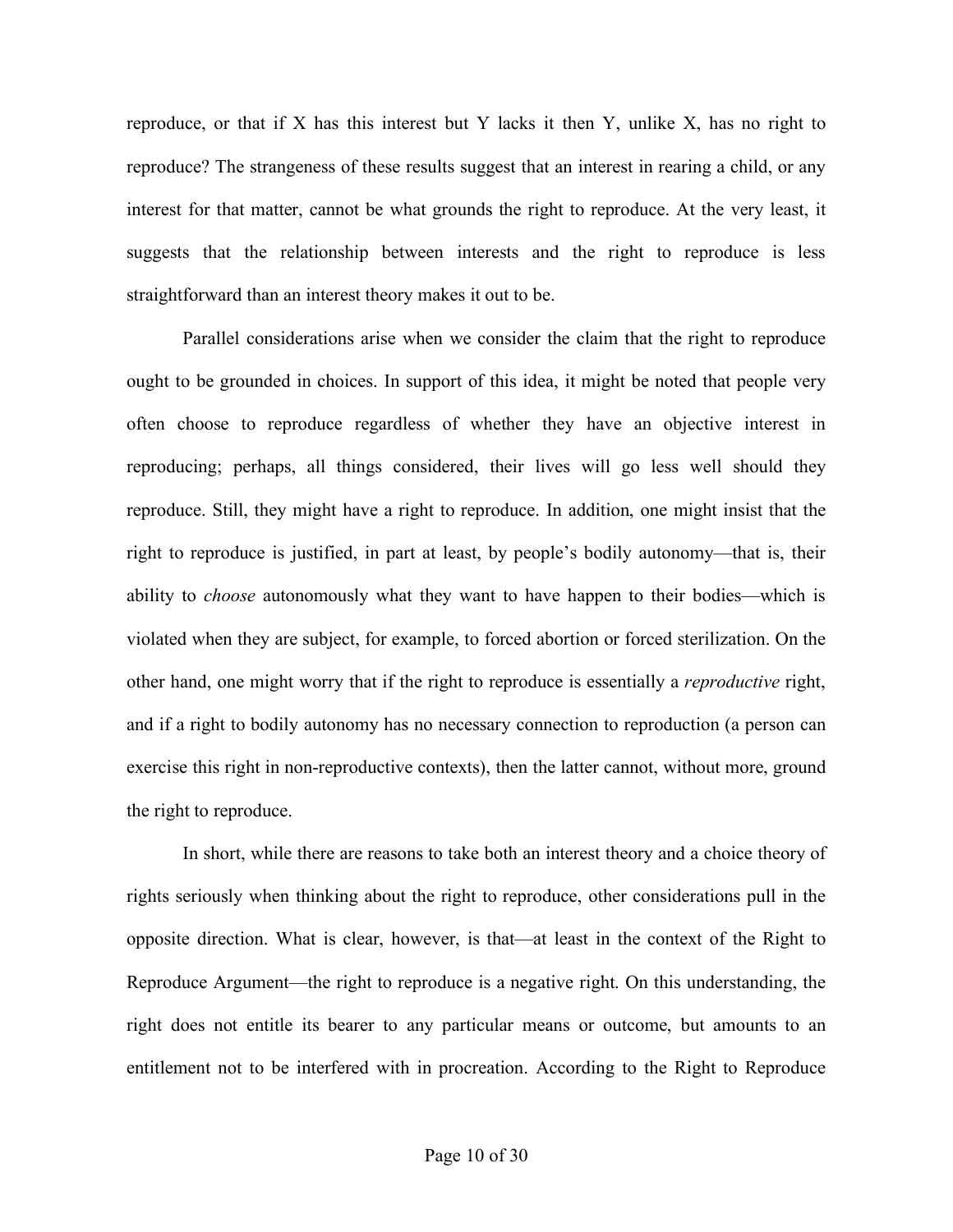reproduce, or that if X has this interest but Y lacks it then Y, unlike X, has no right to reproduce? The strangeness of these results suggest that an interest in rearing a child, or any interest for that matter, cannot be what grounds the right to reproduce. At the very least, it suggests that the relationship between interests and the right to reproduce is less straightforward than an interest theory makes it out to be.

Parallel considerations arise when we consider the claim that the right to reproduce ought to be grounded in choices. In support of this idea, it might be noted that people very often choose to reproduce regardless of whether they have an objective interest in reproducing; perhaps, all things considered, their lives will go less well should they reproduce. Still, they might have a right to reproduce. In addition, one might insist that the right to reproduce is justified, in part at least, by people's bodily autonomy—that is, their ability to *choose* autonomously what they want to have happen to their bodies—which is violated when they are subject, for example, to forced abortion or forced sterilization. On the other hand, one might worry that if the right to reproduce is essentially a *reproductive* right, and if a right to bodily autonomy has no necessary connection to reproduction (a person can exercise this right in non-reproductive contexts), then the latter cannot, without more, ground the right to reproduce.

In short, while there are reasons to take both an interest theory and a choice theory of rights seriously when thinking about the right to reproduce, other considerations pull in the opposite direction. What is clear, however, is that—at least in the context of the Right to Reproduce Argument—the right to reproduce is a negative right. On this understanding, the right does not entitle its bearer to any particular means or outcome, but amounts to an entitlement not to be interfered with in procreation. According to the Right to Reproduce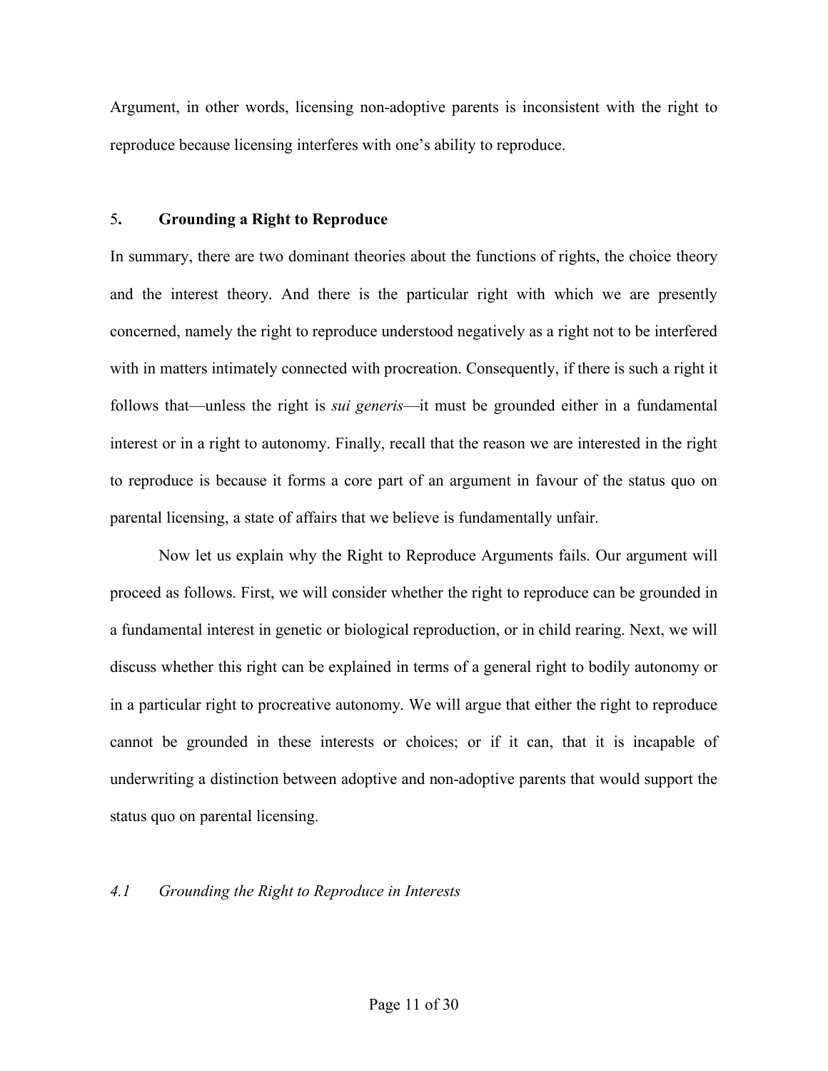Argument, in other words, licensing non-adoptive parents is inconsistent with the right to reproduce because licensing interferes with one's ability to reproduce.

## 5. Grounding a Right to Reproduce

In summary, there are two dominant theories about the functions of rights, the choice theory and the interest theory. And there is the particular right with which we are presently concerned, namely the right to reproduce understood negatively as a right not to be interfered with in matters intimately connected with procreation. Consequently, if there is such a right it follows that—unless the right is *sui generis*—it must be grounded either in a fundamental interest or in a right to autonomy. Finally, recall that the reason we are interested in the right to reproduce is because it forms a core part of an argument in favour of the status quo on parental licensing, a state of affairs that we believe is fundamentally unfair.

Now let us explain why the Right to Reproduce Arguments fails. Our argument will proceed as follows. First, we will consider whether the right to reproduce can be grounded in a fundamental interest in genetic or biological reproduction, or in child rearing. Next, we will discuss whether this right can be explained in terms of a general right to bodily autonomy or in a particular right to procreative autonomy. We will argue that either the right to reproduce cannot be grounded in these interests or choices; or if it can, that it is incapable of underwriting a distinction between adoptive and non-adoptive parents that would support the status quo on parental licensing.

### *4.1 Grounding the Right to Reproduce in Interests*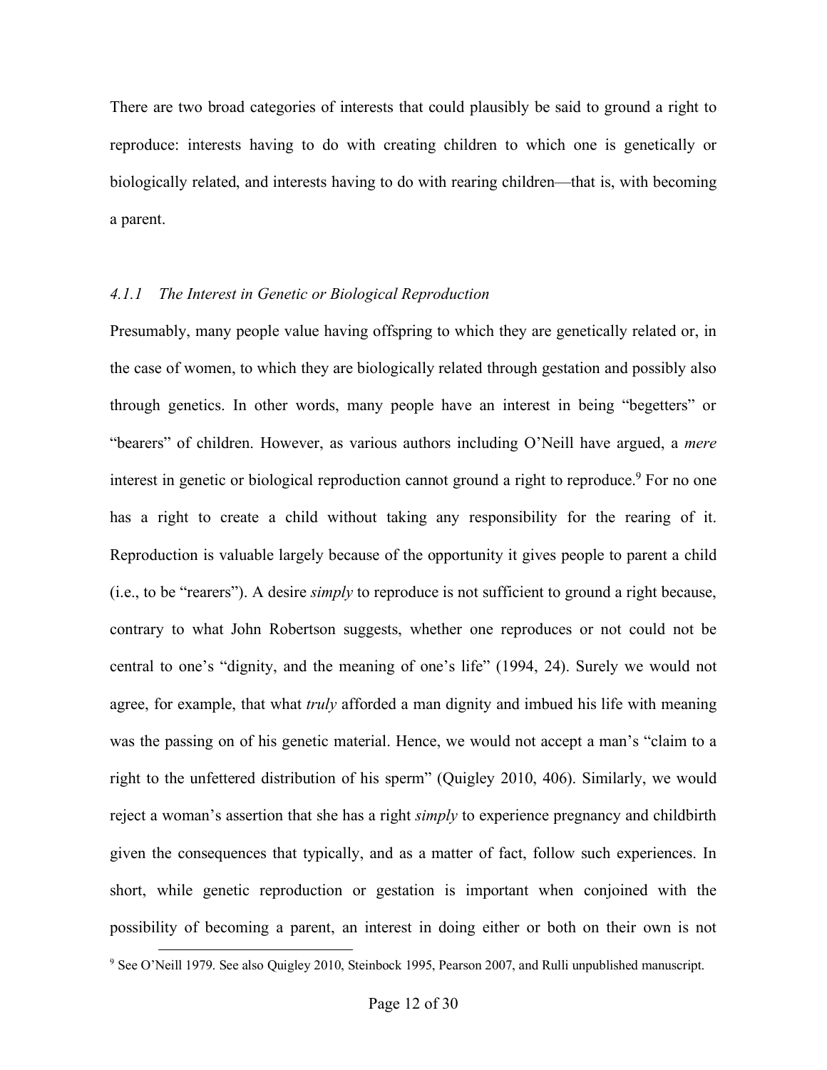There are two broad categories of interests that could plausibly be said to ground a right to reproduce: interests having to do with creating children to which one is genetically or biologically related, and interests having to do with rearing children—that is, with becoming a parent.

### 4.1.1 *The Interest in Genetic or Biological Reproduction*

Presumably, many people value having offspring to which they are genetically related or, in the case of women, to which they are biologically related through gestation and possibly also through genetics. In other words, many people have an interest in being "begetters" or "bearers" of children. However, as various authors including O'Neill have argued, a *mere* interest in genetic or biological reproduction cannot ground a right to reproduce.[9] For no one has a right to create a child without taking any responsibility for the rearing of it. Reproduction is valuable largely because of the opportunity it gives people to parent a child (i.e., to be "rearers"). A desire *simply* to reproduce is not sufficient to ground a right because, contrary to what John Robertson suggests, whether one reproduces or not could not be central to one's "dignity, and the meaning of one's life" (1994, 24). Surely we would not agree, for example, that what *truly* afforded a man dignity and imbued his life with meaning was the passing on of his genetic material. Hence, we would not accept a man's "claim to a right to the unfettered distribution of his sperm" (Quigley 2010, 406). Similarly, we would reject a woman's assertion that she has a right *simply* to experience pregnancy and childbirth given the consequences that typically, and as a matter of fact, follow such experiences. In short, while genetic reproduction or gestation is important when conjoined with the possibility of becoming a parent, an interest in doing either or both on their own is not

[9] See O'Neill 1979. See also Quigley 2010, Steinbock 1995, Pearson 2007, and Rulli unpublished manuscript.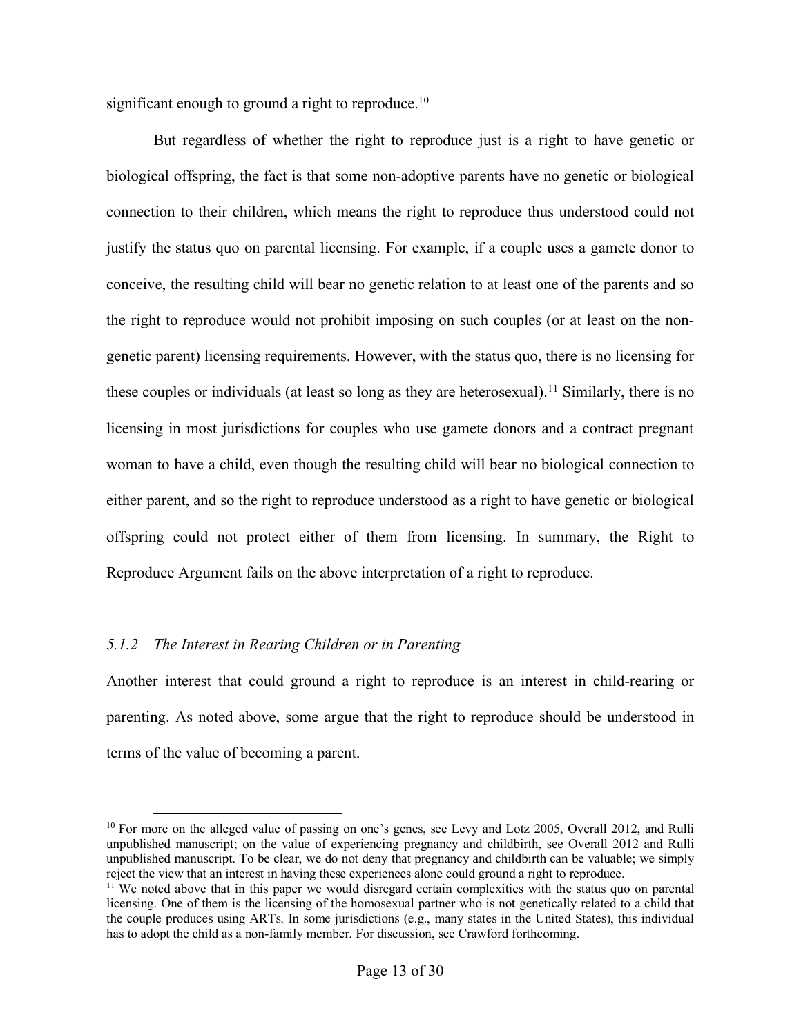significant enough to ground a right to reproduce.[10]

But regardless of whether the right to reproduce just is a right to have genetic or biological offspring, the fact is that some non-adoptive parents have no genetic or biological connection to their children, which means the right to reproduce thus understood could not justify the status quo on parental licensing. For example, if a couple uses a gamete donor to conceive, the resulting child will bear no genetic relation to at least one of the parents and so the right to reproduce would not prohibit imposing on such couples (or at least on the non-genetic parent) licensing requirements. However, with the status quo, there is no licensing for these couples or individuals (at least so long as they are heterosexual).[11] Similarly, there is no licensing in most jurisdictions for couples who use gamete donors and a contract pregnant woman to have a child, even though the resulting child will bear no biological connection to either parent, and so the right to reproduce understood as a right to have genetic or biological offspring could not protect either of them from licensing. In summary, the Right to Reproduce Argument fails on the above interpretation of a right to reproduce.

### *5.1.2 The Interest in Rearing Children or in Parenting*

Another interest that could ground a right to reproduce is an interest in child-rearing or parenting. As noted above, some argue that the right to reproduce should be understood in terms of the value of becoming a parent.

---

[10] For more on the alleged value of passing on one's genes, see Levy and Lotz 2005, Overall 2012, and Rulli unpublished manuscript; on the value of experiencing pregnancy and childbirth, see Overall 2012 and Rulli unpublished manuscript. To be clear, we do not deny that pregnancy and childbirth can be valuable; we simply reject the view that an interest in having these experiences alone could ground a right to reproduce.

[11] We noted above that in this paper we would disregard certain complexities with the status quo on parental licensing. One of them is the licensing of the homosexual partner who is not genetically related to a child that the couple produces using ARTs. In some jurisdictions (e.g., many states in the United States), this individual has to adopt the child as a non-family member. For discussion, see Crawford forthcoming.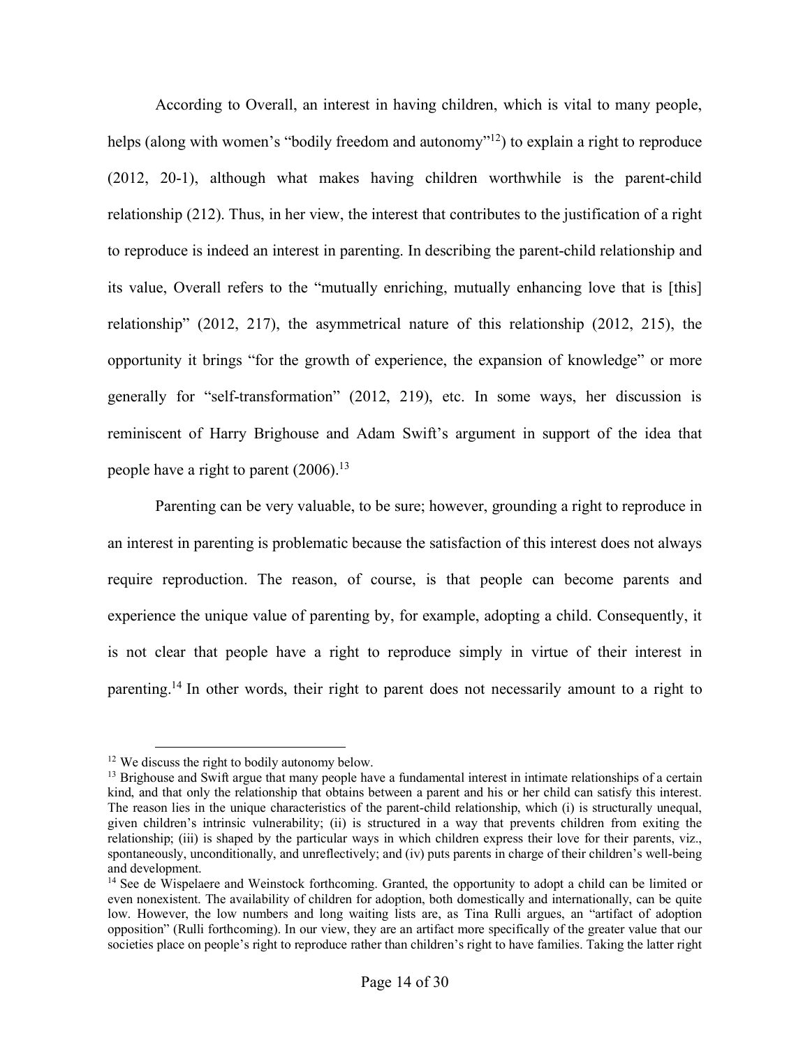According to Overall, an interest in having children, which is vital to many people, helps (along with women's "bodily freedom and autonomy"[12]) to explain a right to reproduce (2012, 20-1), although what makes having children worthwhile is the parent-child relationship (212). Thus, in her view, the interest that contributes to the justification of a right to reproduce is indeed an interest in parenting. In describing the parent-child relationship and its value, Overall refers to the "mutually enriching, mutually enhancing love that is [this] relationship" (2012, 217), the asymmetrical nature of this relationship (2012, 215), the opportunity it brings "for the growth of experience, the expansion of knowledge" or more generally for "self-transformation" (2012, 219), etc. In some ways, her discussion is reminiscent of Harry Brighouse and Adam Swift's argument in support of the idea that people have a right to parent (2006).[13]

Parenting can be very valuable, to be sure; however, grounding a right to reproduce in an interest in parenting is problematic because the satisfaction of this interest does not always require reproduction. The reason, of course, is that people can become parents and experience the unique value of parenting by, for example, adopting a child. Consequently, it is not clear that people have a right to reproduce simply in virtue of their interest in parenting.[14] In other words, their right to parent does not necessarily amount to a right to

---

[12] We discuss the right to bodily autonomy below.

[13] Brighouse and Swift argue that many people have a fundamental interest in intimate relationships of a certain kind, and that only the relationship that obtains between a parent and his or her child can satisfy this interest. The reason lies in the unique characteristics of the parent-child relationship, which (i) is structurally unequal, given children's intrinsic vulnerability; (ii) is structured in a way that prevents children from exiting the relationship; (iii) is shaped by the particular ways in which children express their love for their parents, viz., spontaneously, unconditionally, and unreflectively; and (iv) puts parents in charge of their children's well-being and development.

[14] See de Wispelaere and Weinstock forthcoming. Granted, the opportunity to adopt a child can be limited or even nonexistent. The availability of children for adoption, both domestically and internationally, can be quite low. However, the low numbers and long waiting lists are, as Tina Rulli argues, an "artifact of adoption opposition" (Rulli forthcoming). In our view, they are an artifact more specifically of the greater value that our societies place on people's right to reproduce rather than children's right to have families. Taking the latter right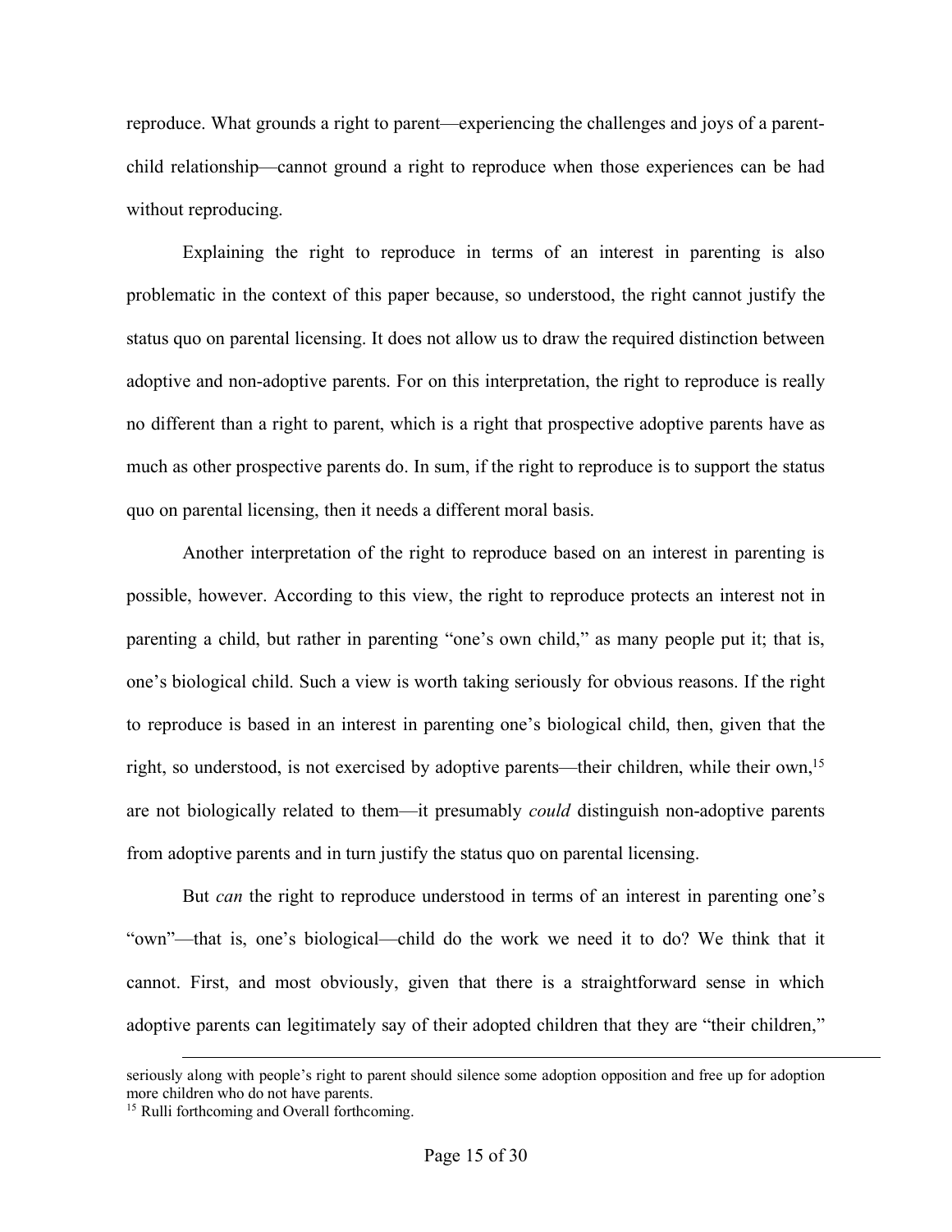reproduce. What grounds a right to parent—experiencing the challenges and joys of a parent-child relationship—cannot ground a right to reproduce when those experiences can be had without reproducing.

Explaining the right to reproduce in terms of an interest in parenting is also problematic in the context of this paper because, so understood, the right cannot justify the status quo on parental licensing. It does not allow us to draw the required distinction between adoptive and non-adoptive parents. For on this interpretation, the right to reproduce is really no different than a right to parent, which is a right that prospective adoptive parents have as much as other prospective parents do. In sum, if the right to reproduce is to support the status quo on parental licensing, then it needs a different moral basis.

Another interpretation of the right to reproduce based on an interest in parenting is possible, however. According to this view, the right to reproduce protects an interest not in parenting a child, but rather in parenting "one's own child," as many people put it; that is, one's biological child. Such a view is worth taking seriously for obvious reasons. If the right to reproduce is based in an interest in parenting one's biological child, then, given that the right, so understood, is not exercised by adoptive parents—their children, while their own,[15] are not biologically related to them—it presumably *could* distinguish non-adoptive parents from adoptive parents and in turn justify the status quo on parental licensing.

But *can* the right to reproduce understood in terms of an interest in parenting one's "own"—that is, one's biological—child do the work we need it to do? We think that it cannot. First, and most obviously, given that there is a straightforward sense in which adoptive parents can legitimately say of their adopted children that they are "their children,"

---

seriously along with people's right to parent should silence some adoption opposition and free up for adoption more children who do not have parents.

[15] Rulli forthcoming and Overall forthcoming.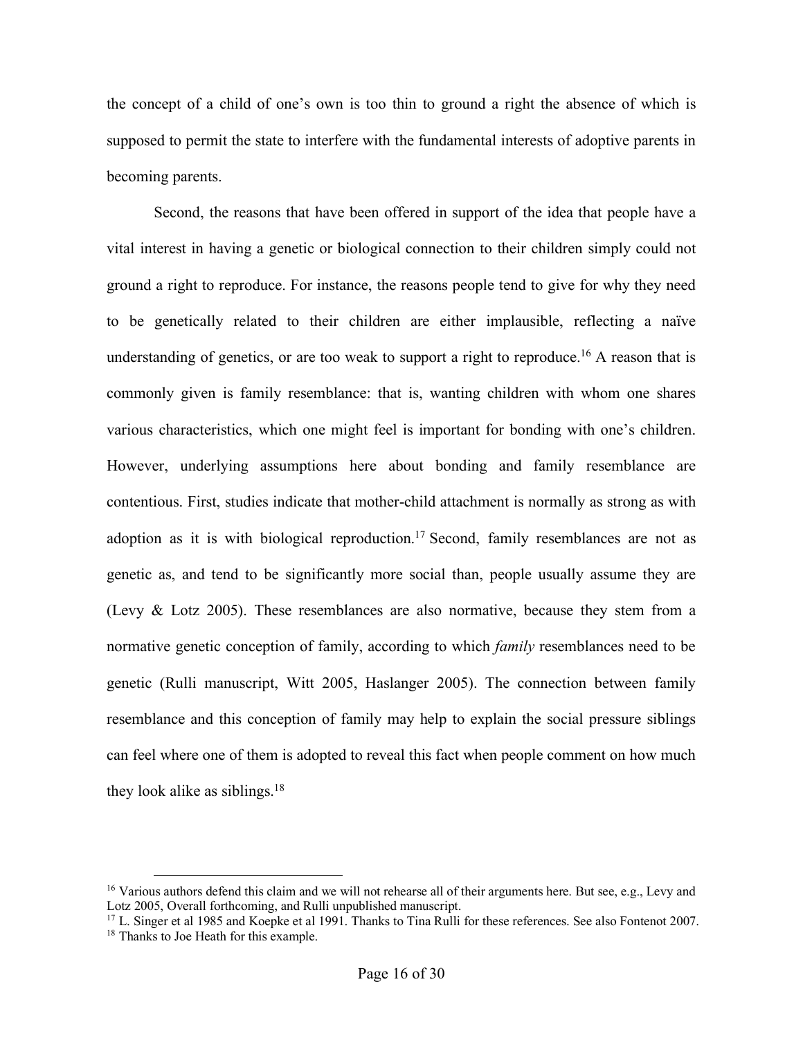the concept of a child of one's own is too thin to ground a right the absence of which is supposed to permit the state to interfere with the fundamental interests of adoptive parents in becoming parents.

Second, the reasons that have been offered in support of the idea that people have a vital interest in having a genetic or biological connection to their children simply could not ground a right to reproduce. For instance, the reasons people tend to give for why they need to be genetically related to their children are either implausible, reflecting a naïve understanding of genetics, or are too weak to support a right to reproduce.[16] A reason that is commonly given is family resemblance: that is, wanting children with whom one shares various characteristics, which one might feel is important for bonding with one's children. However, underlying assumptions here about bonding and family resemblance are contentious. First, studies indicate that mother-child attachment is normally as strong as with adoption as it is with biological reproduction.[17] Second, family resemblances are not as genetic as, and tend to be significantly more social than, people usually assume they are (Levy & Lotz 2005). These resemblances are also normative, because they stem from a normative genetic conception of family, according to which *family* resemblances need to be genetic (Rulli manuscript, Witt 2005, Haslanger 2005). The connection between family resemblance and this conception of family may help to explain the social pressure siblings can feel where one of them is adopted to reveal this fact when people comment on how much they look alike as siblings.[18]

---

[16] Various authors defend this claim and we will not rehearse all of their arguments here. But see, e.g., Levy and Lotz 2005, Overall forthcoming, and Rulli unpublished manuscript.

[17] L. Singer et al 1985 and Koepke et al 1991. Thanks to Tina Rulli for these references. See also Fontenot 2007.

[18] Thanks to Joe Heath for this example.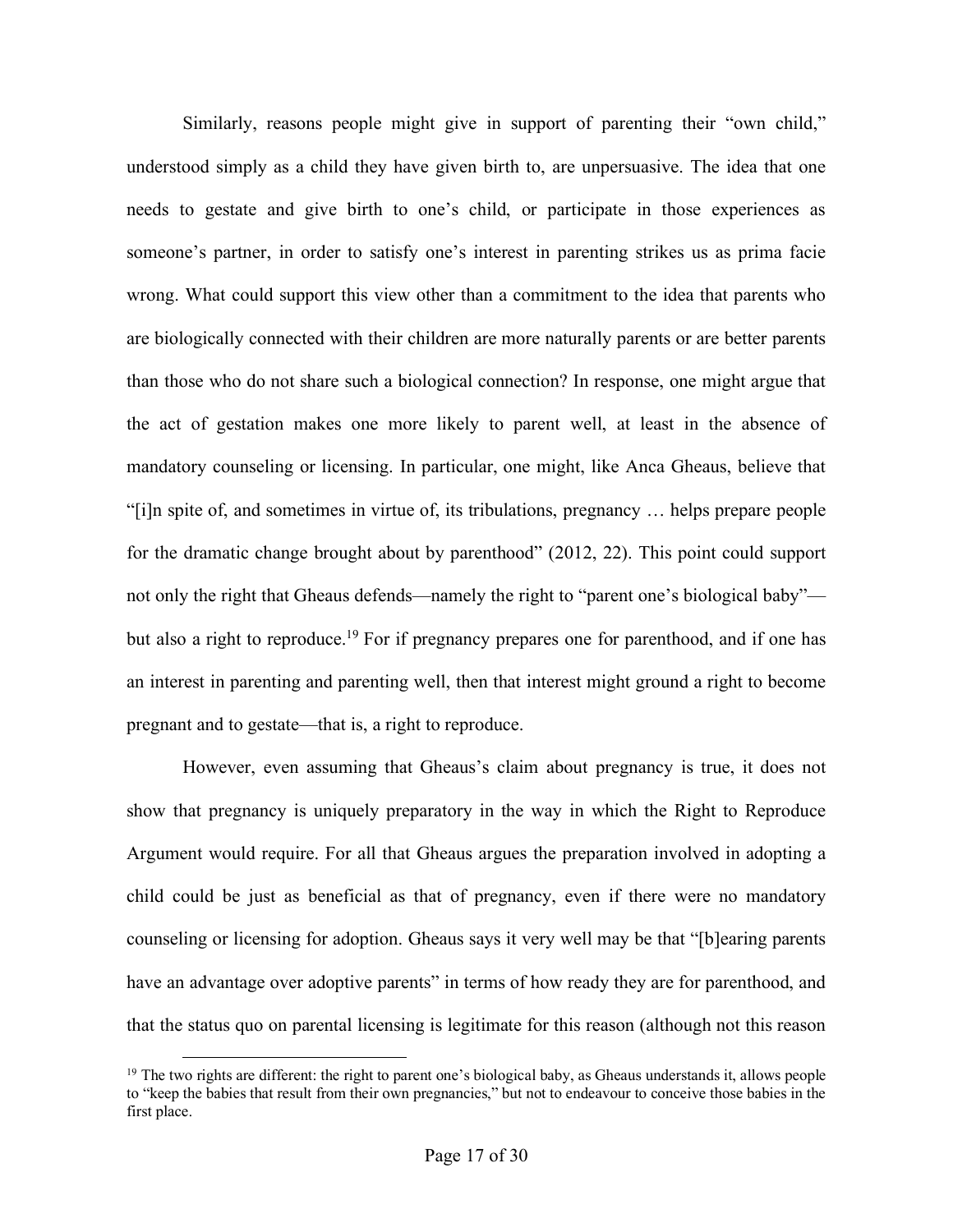Similarly, reasons people might give in support of parenting their "own child," understood simply as a child they have given birth to, are unpersuasive. The idea that one needs to gestate and give birth to one's child, or participate in those experiences as someone's partner, in order to satisfy one's interest in parenting strikes us as prima facie wrong. What could support this view other than a commitment to the idea that parents who are biologically connected with their children are more naturally parents or are better parents than those who do not share such a biological connection? In response, one might argue that the act of gestation makes one more likely to parent well, at least in the absence of mandatory counseling or licensing. In particular, one might, like Anca Gheaus, believe that "[i]n spite of, and sometimes in virtue of, its tribulations, pregnancy … helps prepare people for the dramatic change brought about by parenthood" (2012, 22). This point could support not only the right that Gheaus defends—namely the right to "parent one's biological baby"—but also a right to reproduce.[19] For if pregnancy prepares one for parenthood, and if one has an interest in parenting and parenting well, then that interest might ground a right to become pregnant and to gestate—that is, a right to reproduce.

However, even assuming that Gheaus's claim about pregnancy is true, it does not show that pregnancy is uniquely preparatory in the way in which the Right to Reproduce Argument would require. For all that Gheaus argues the preparation involved in adopting a child could be just as beneficial as that of pregnancy, even if there were no mandatory counseling or licensing for adoption. Gheaus says it very well may be that "[b]earing parents have an advantage over adoptive parents" in terms of how ready they are for parenthood, and that the status quo on parental licensing is legitimate for this reason (although not this reason

[19] The two rights are different: the right to parent one's biological baby, as Gheaus understands it, allows people to "keep the babies that result from their own pregnancies," but not to endeavour to conceive those babies in the first place.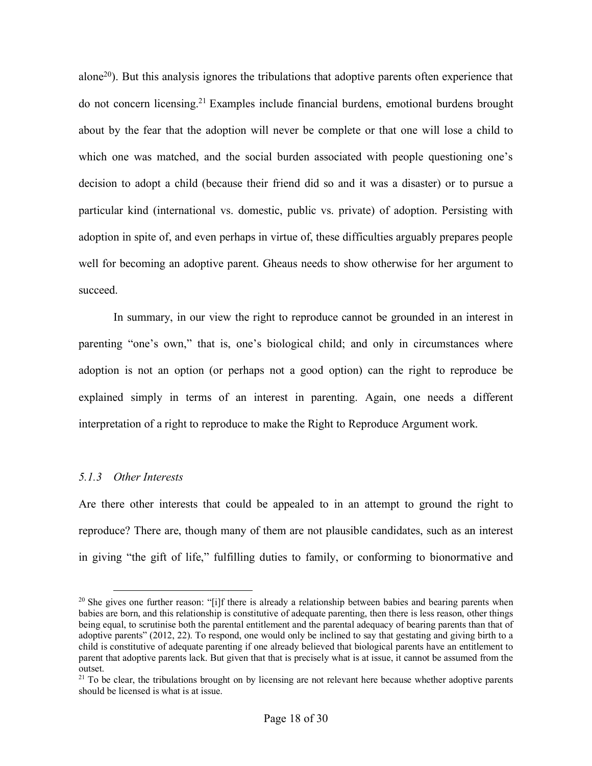alone[20]). But this analysis ignores the tribulations that adoptive parents often experience that do not concern licensing.[21] Examples include financial burdens, emotional burdens brought about by the fear that the adoption will never be complete or that one will lose a child to which one was matched, and the social burden associated with people questioning one's decision to adopt a child (because their friend did so and it was a disaster) or to pursue a particular kind (international vs. domestic, public vs. private) of adoption. Persisting with adoption in spite of, and even perhaps in virtue of, these difficulties arguably prepares people well for becoming an adoptive parent. Gheaus needs to show otherwise for her argument to succeed.

In summary, in our view the right to reproduce cannot be grounded in an interest in parenting "one's own," that is, one's biological child; and only in circumstances where adoption is not an option (or perhaps not a good option) can the right to reproduce be explained simply in terms of an interest in parenting. Again, one needs a different interpretation of a right to reproduce to make the Right to Reproduce Argument work.

### *5.1.3 Other Interests*

Are there other interests that could be appealed to in an attempt to ground the right to reproduce? There are, though many of them are not plausible candidates, such as an interest in giving "the gift of life," fulfilling duties to family, or conforming to bionormative and

---

[20] She gives one further reason: "[i]f there is already a relationship between babies and bearing parents when babies are born, and this relationship is constitutive of adequate parenting, then there is less reason, other things being equal, to scrutinise both the parental entitlement and the parental adequacy of bearing parents than that of adoptive parents" (2012, 22). To respond, one would only be inclined to say that gestating and giving birth to a child is constitutive of adequate parenting if one already believed that biological parents have an entitlement to parent that adoptive parents lack. But given that that is precisely what is at issue, it cannot be assumed from the outset.

[21] To be clear, the tribulations brought on by licensing are not relevant here because whether adoptive parents should be licensed is what is at issue.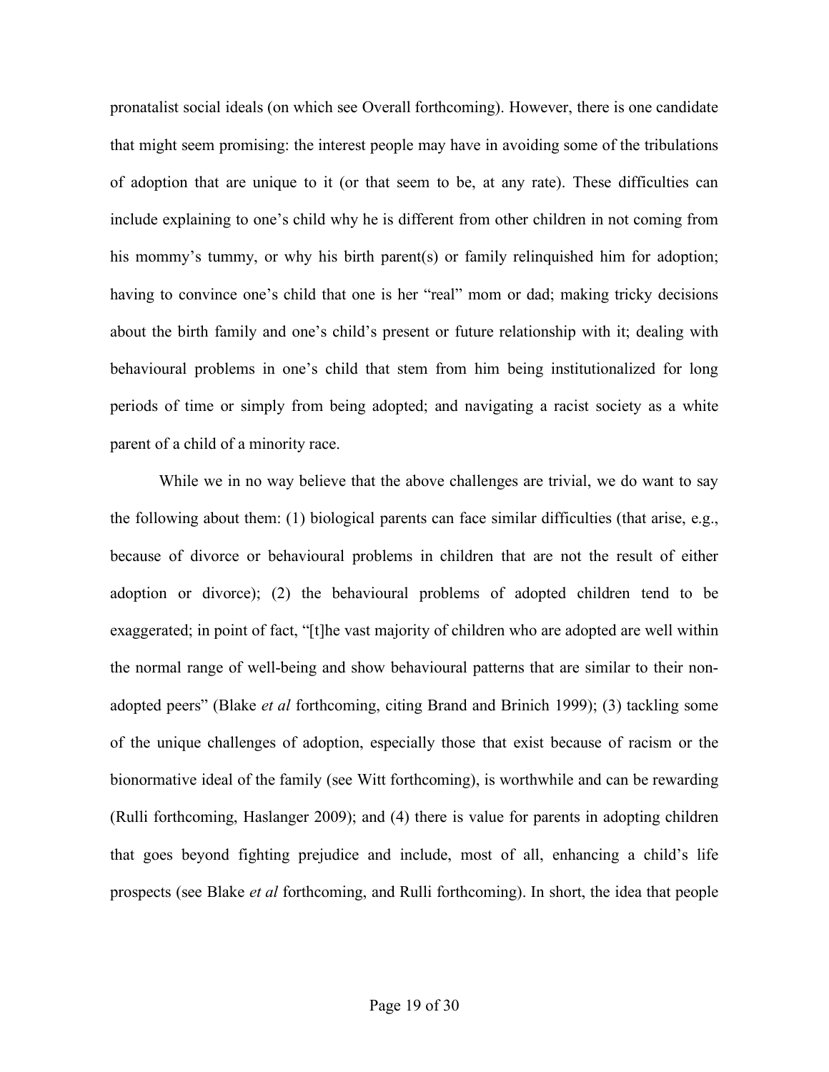pronatalist social ideals (on which see Overall forthcoming). However, there is one candidate that might seem promising: the interest people may have in avoiding some of the tribulations of adoption that are unique to it (or that seem to be, at any rate). These difficulties can include explaining to one's child why he is different from other children in not coming from his mommy's tummy, or why his birth parent(s) or family relinquished him for adoption; having to convince one's child that one is her "real" mom or dad; making tricky decisions about the birth family and one's child's present or future relationship with it; dealing with behavioural problems in one's child that stem from him being institutionalized for long periods of time or simply from being adopted; and navigating a racist society as a white parent of a child of a minority race.

While we in no way believe that the above challenges are trivial, we do want to say the following about them: (1) biological parents can face similar difficulties (that arise, e.g., because of divorce or behavioural problems in children that are not the result of either adoption or divorce); (2) the behavioural problems of adopted children tend to be exaggerated; in point of fact, "[t]he vast majority of children who are adopted are well within the normal range of well-being and show behavioural patterns that are similar to their non-adopted peers" (Blake *et al* forthcoming, citing Brand and Brinich 1999); (3) tackling some of the unique challenges of adoption, especially those that exist because of racism or the bionormative ideal of the family (see Witt forthcoming), is worthwhile and can be rewarding (Rulli forthcoming, Haslanger 2009); and (4) there is value for parents in adopting children that goes beyond fighting prejudice and include, most of all, enhancing a child's life prospects (see Blake *et al* forthcoming, and Rulli forthcoming). In short, the idea that people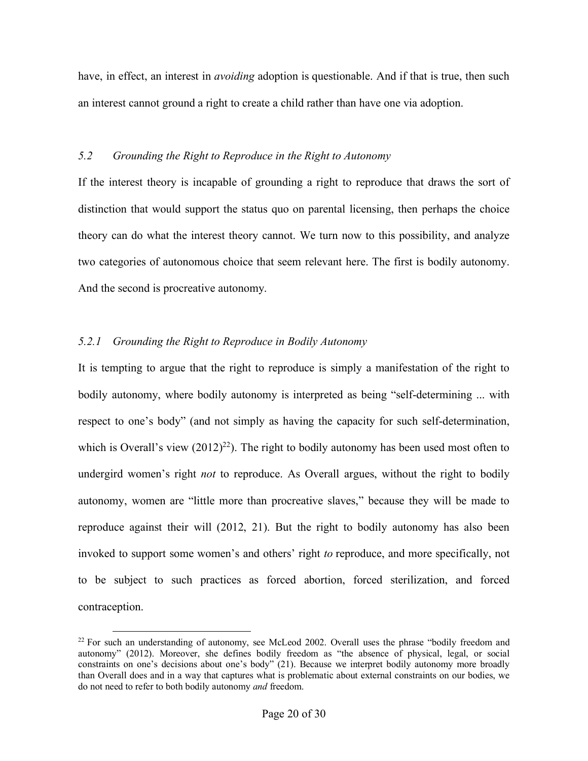have, in effect, an interest in *avoiding* adoption is questionable. And if that is true, then such an interest cannot ground a right to create a child rather than have one via adoption.

### *5.2 Grounding the Right to Reproduce in the Right to Autonomy*

If the interest theory is incapable of grounding a right to reproduce that draws the sort of distinction that would support the status quo on parental licensing, then perhaps the choice theory can do what the interest theory cannot. We turn now to this possibility, and analyze two categories of autonomous choice that seem relevant here. The first is bodily autonomy. And the second is procreative autonomy.

#### *5.2.1 Grounding the Right to Reproduce in Bodily Autonomy*

It is tempting to argue that the right to reproduce is simply a manifestation of the right to bodily autonomy, where bodily autonomy is interpreted as being "self-determining ... with respect to one's body" (and not simply as having the capacity for such self-determination, which is Overall's view (2012)[22]). The right to bodily autonomy has been used most often to undergird women's right *not* to reproduce. As Overall argues, without the right to bodily autonomy, women are "little more than procreative slaves," because they will be made to reproduce against their will (2012, 21). But the right to bodily autonomy has also been invoked to support some women's and others' right *to* reproduce, and more specifically, not to be subject to such practices as forced abortion, forced sterilization, and forced contraception.

[22] For such an understanding of autonomy, see McLeod 2002. Overall uses the phrase "bodily freedom and autonomy" (2012). Moreover, she defines bodily freedom as "the absence of physical, legal, or social constraints on one's decisions about one's body" (21). Because we interpret bodily autonomy more broadly than Overall does and in a way that captures what is problematic about external constraints on our bodies, we do not need to refer to both bodily autonomy *and* freedom.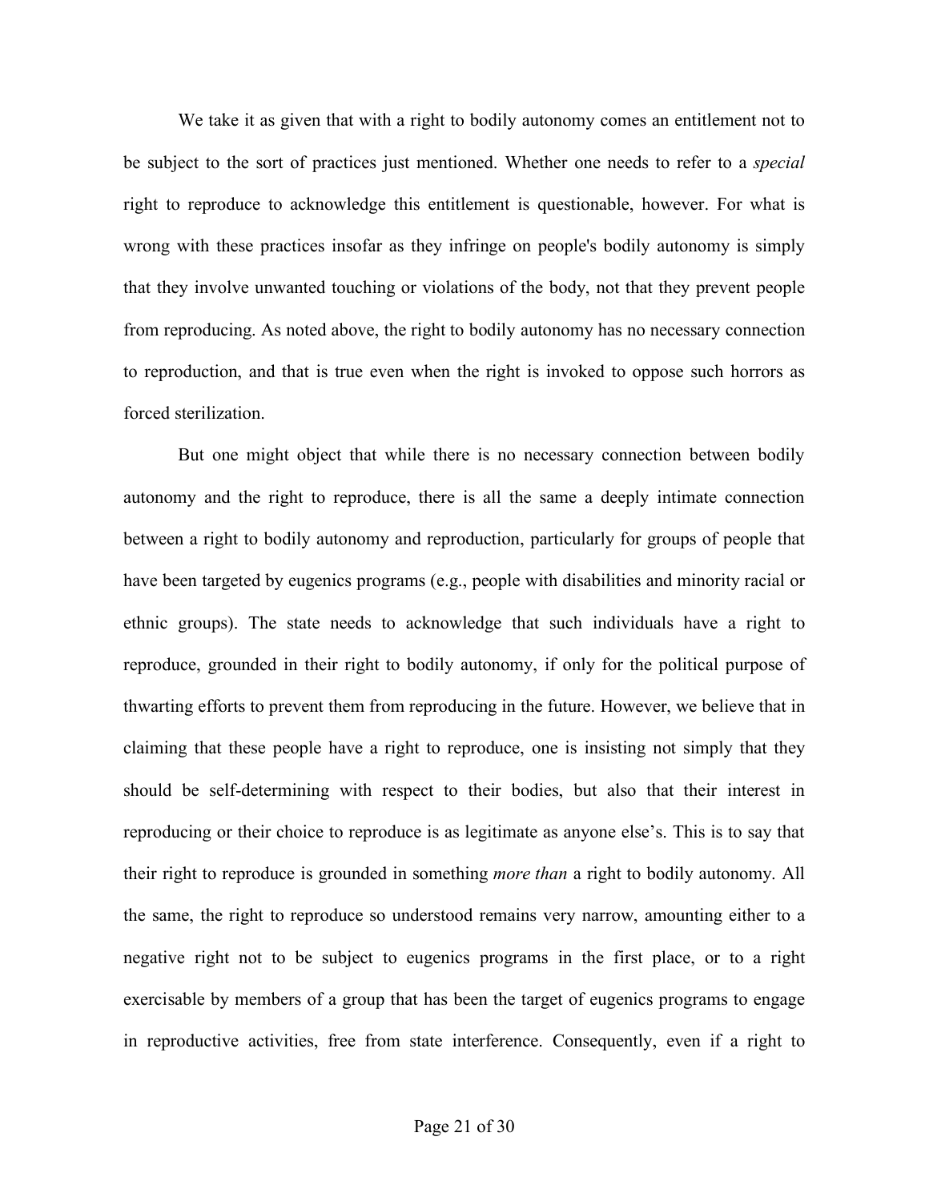We take it as given that with a right to bodily autonomy comes an entitlement not to be subject to the sort of practices just mentioned. Whether one needs to refer to a *special* right to reproduce to acknowledge this entitlement is questionable, however. For what is wrong with these practices insofar as they infringe on people's bodily autonomy is simply that they involve unwanted touching or violations of the body, not that they prevent people from reproducing. As noted above, the right to bodily autonomy has no necessary connection to reproduction, and that is true even when the right is invoked to oppose such horrors as forced sterilization.

But one might object that while there is no necessary connection between bodily autonomy and the right to reproduce, there is all the same a deeply intimate connection between a right to bodily autonomy and reproduction, particularly for groups of people that have been targeted by eugenics programs (e.g., people with disabilities and minority racial or ethnic groups). The state needs to acknowledge that such individuals have a right to reproduce, grounded in their right to bodily autonomy, if only for the political purpose of thwarting efforts to prevent them from reproducing in the future. However, we believe that in claiming that these people have a right to reproduce, one is insisting not simply that they should be self-determining with respect to their bodies, but also that their interest in reproducing or their choice to reproduce is as legitimate as anyone else's. This is to say that their right to reproduce is grounded in something *more than* a right to bodily autonomy. All the same, the right to reproduce so understood remains very narrow, amounting either to a negative right not to be subject to eugenics programs in the first place, or to a right exercisable by members of a group that has been the target of eugenics programs to engage in reproductive activities, free from state interference. Consequently, even if a right to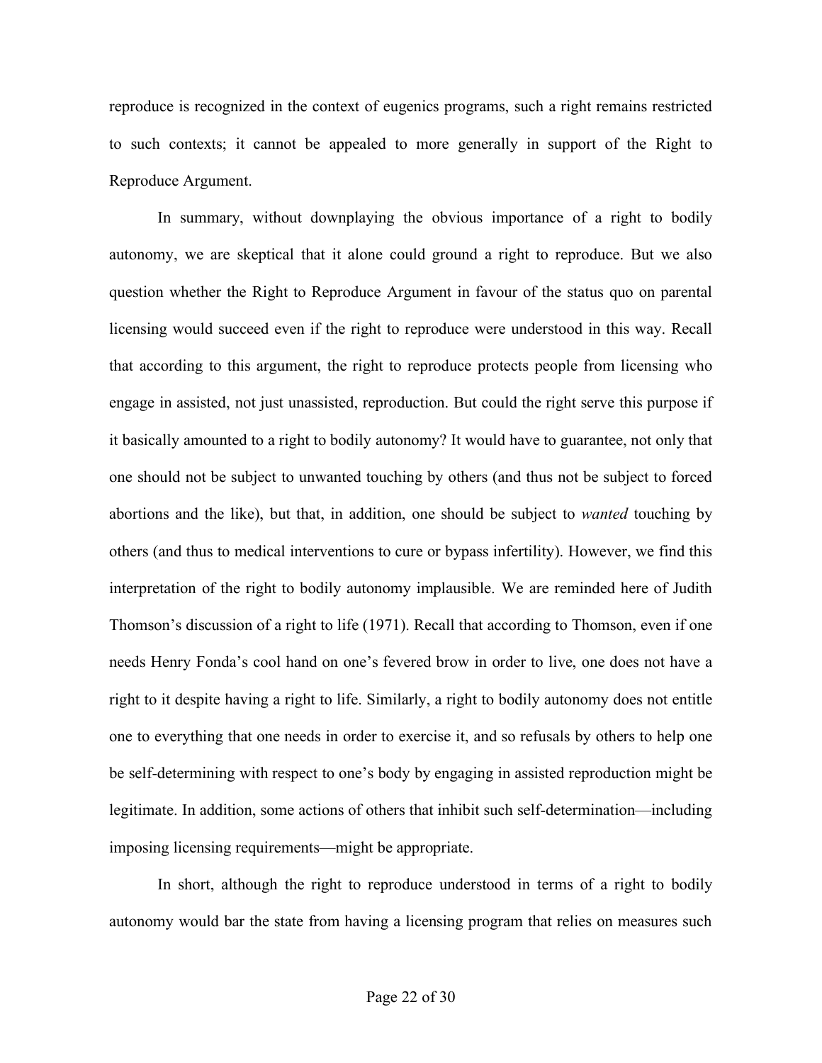reproduce is recognized in the context of eugenics programs, such a right remains restricted to such contexts; it cannot be appealed to more generally in support of the Right to Reproduce Argument.

In summary, without downplaying the obvious importance of a right to bodily autonomy, we are skeptical that it alone could ground a right to reproduce. But we also question whether the Right to Reproduce Argument in favour of the status quo on parental licensing would succeed even if the right to reproduce were understood in this way. Recall that according to this argument, the right to reproduce protects people from licensing who engage in assisted, not just unassisted, reproduction. But could the right serve this purpose if it basically amounted to a right to bodily autonomy? It would have to guarantee, not only that one should not be subject to unwanted touching by others (and thus not be subject to forced abortions and the like), but that, in addition, one should be subject to *wanted* touching by others (and thus to medical interventions to cure or bypass infertility). However, we find this interpretation of the right to bodily autonomy implausible. We are reminded here of Judith Thomson's discussion of a right to life (1971). Recall that according to Thomson, even if one needs Henry Fonda's cool hand on one's fevered brow in order to live, one does not have a right to it despite having a right to life. Similarly, a right to bodily autonomy does not entitle one to everything that one needs in order to exercise it, and so refusals by others to help one be self-determining with respect to one's body by engaging in assisted reproduction might be legitimate. In addition, some actions of others that inhibit such self-determination—including imposing licensing requirements—might be appropriate.

In short, although the right to reproduce understood in terms of a right to bodily autonomy would bar the state from having a licensing program that relies on measures such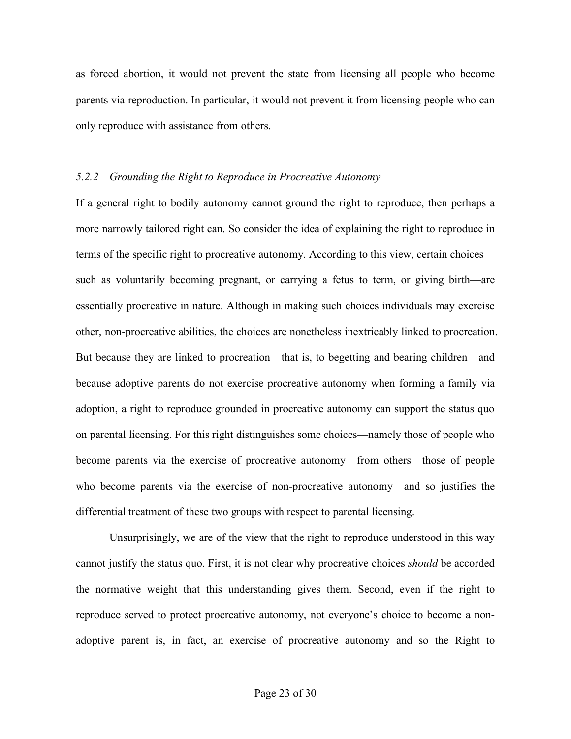as forced abortion, it would not prevent the state from licensing all people who become parents via reproduction. In particular, it would not prevent it from licensing people who can only reproduce with assistance from others.

### *5.2.2 Grounding the Right to Reproduce in Procreative Autonomy*

If a general right to bodily autonomy cannot ground the right to reproduce, then perhaps a more narrowly tailored right can. So consider the idea of explaining the right to reproduce in terms of the specific right to procreative autonomy. According to this view, certain choices—such as voluntarily becoming pregnant, or carrying a fetus to term, or giving birth—are essentially procreative in nature. Although in making such choices individuals may exercise other, non-procreative abilities, the choices are nonetheless inextricably linked to procreation. But because they are linked to procreation—that is, to begetting and bearing children—and because adoptive parents do not exercise procreative autonomy when forming a family via adoption, a right to reproduce grounded in procreative autonomy can support the status quo on parental licensing. For this right distinguishes some choices—namely those of people who become parents via the exercise of procreative autonomy—from others—those of people who become parents via the exercise of non-procreative autonomy—and so justifies the differential treatment of these two groups with respect to parental licensing.

Unsurprisingly, we are of the view that the right to reproduce understood in this way cannot justify the status quo. First, it is not clear why procreative choices *should* be accorded the normative weight that this understanding gives them. Second, even if the right to reproduce served to protect procreative autonomy, not everyone's choice to become a non-adoptive parent is, in fact, an exercise of procreative autonomy and so the Right to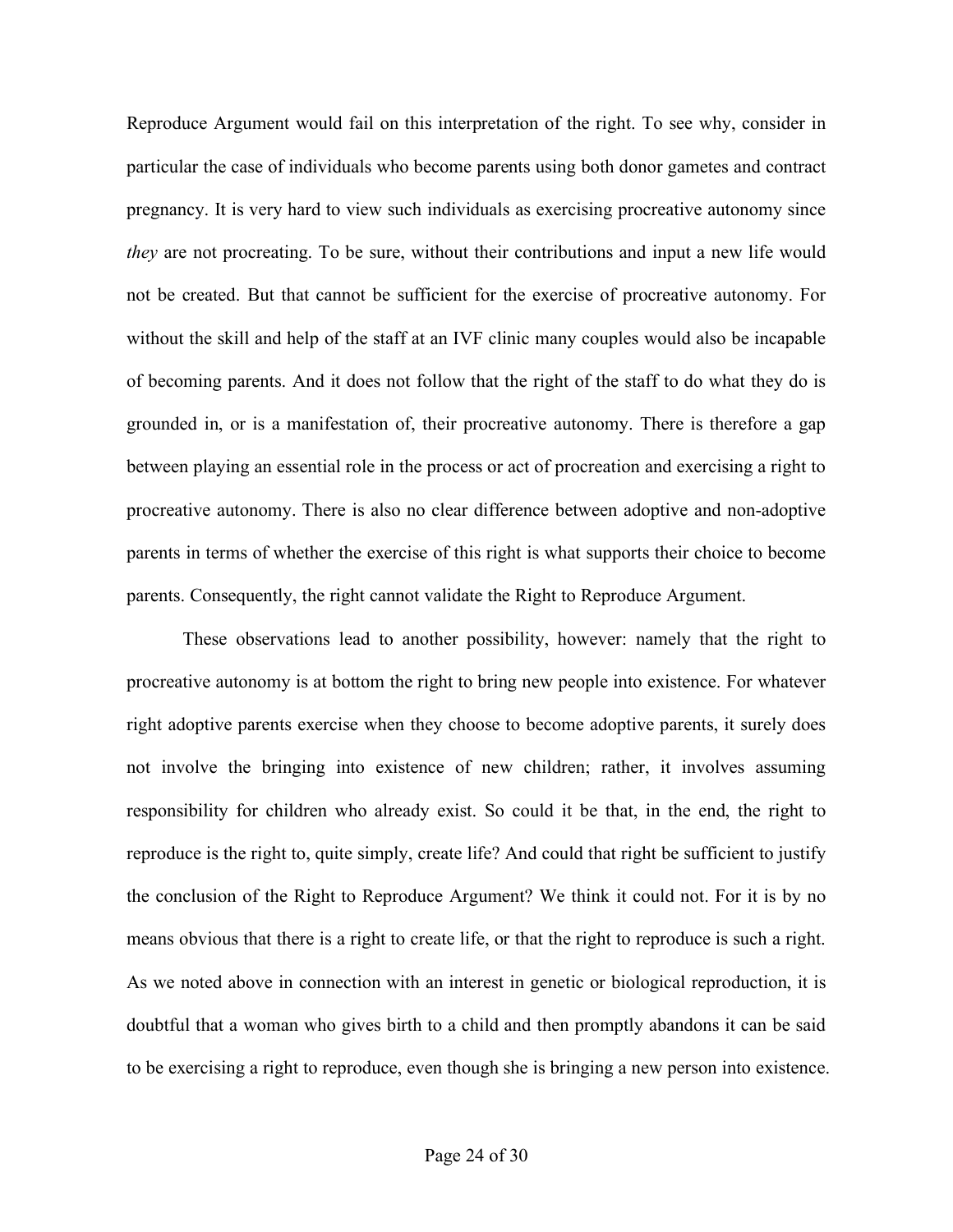Reproduce Argument would fail on this interpretation of the right. To see why, consider in particular the case of individuals who become parents using both donor gametes and contract pregnancy. It is very hard to view such individuals as exercising procreative autonomy since *they* are not procreating. To be sure, without their contributions and input a new life would not be created. But that cannot be sufficient for the exercise of procreative autonomy. For without the skill and help of the staff at an IVF clinic many couples would also be incapable of becoming parents. And it does not follow that the right of the staff to do what they do is grounded in, or is a manifestation of, their procreative autonomy. There is therefore a gap between playing an essential role in the process or act of procreation and exercising a right to procreative autonomy. There is also no clear difference between adoptive and non-adoptive parents in terms of whether the exercise of this right is what supports their choice to become parents. Consequently, the right cannot validate the Right to Reproduce Argument.

These observations lead to another possibility, however: namely that the right to procreative autonomy is at bottom the right to bring new people into existence. For whatever right adoptive parents exercise when they choose to become adoptive parents, it surely does not involve the bringing into existence of new children; rather, it involves assuming responsibility for children who already exist. So could it be that, in the end, the right to reproduce is the right to, quite simply, create life? And could that right be sufficient to justify the conclusion of the Right to Reproduce Argument? We think it could not. For it is by no means obvious that there is a right to create life, or that the right to reproduce is such a right. As we noted above in connection with an interest in genetic or biological reproduction, it is doubtful that a woman who gives birth to a child and then promptly abandons it can be said to be exercising a right to reproduce, even though she is bringing a new person into existence.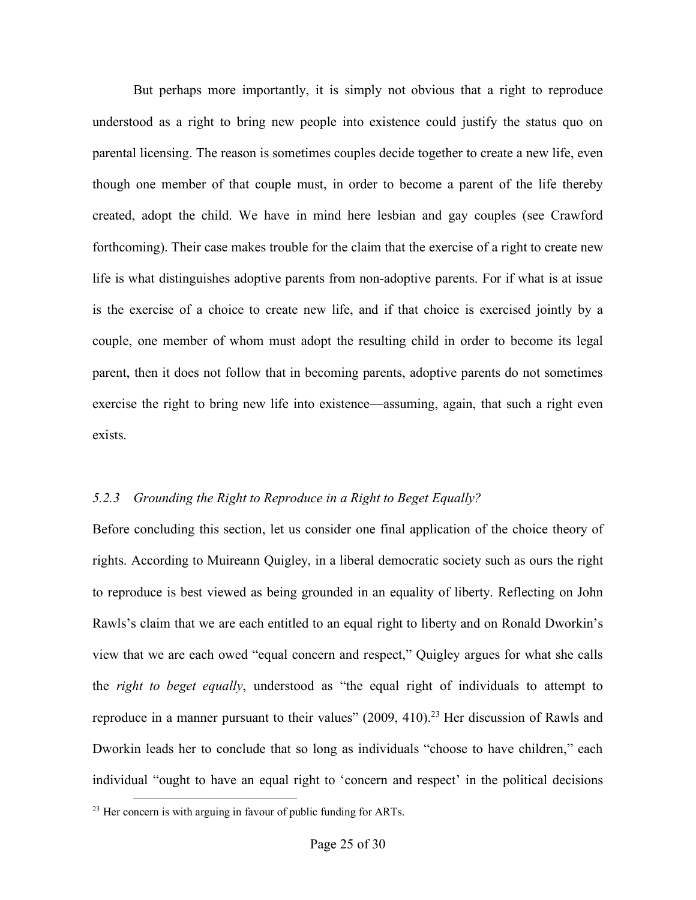But perhaps more importantly, it is simply not obvious that a right to reproduce understood as a right to bring new people into existence could justify the status quo on parental licensing. The reason is sometimes couples decide together to create a new life, even though one member of that couple must, in order to become a parent of the life thereby created, adopt the child. We have in mind here lesbian and gay couples (see Crawford forthcoming). Their case makes trouble for the claim that the exercise of a right to create new life is what distinguishes adoptive parents from non-adoptive parents. For if what is at issue is the exercise of a choice to create new life, and if that choice is exercised jointly by a couple, one member of whom must adopt the resulting child in order to become its legal parent, then it does not follow that in becoming parents, adoptive parents do not sometimes exercise the right to bring new life into existence—assuming, again, that such a right even exists.

### *5.2.3 Grounding the Right to Reproduce in a Right to Beget Equally?*

Before concluding this section, let us consider one final application of the choice theory of rights. According to Muireann Quigley, in a liberal democratic society such as ours the right to reproduce is best viewed as being grounded in an equality of liberty. Reflecting on John Rawls's claim that we are each entitled to an equal right to liberty and on Ronald Dworkin's view that we are each owed "equal concern and respect," Quigley argues for what she calls the *right to beget equally*, understood as "the equal right of individuals to attempt to reproduce in a manner pursuant to their values" (2009, 410).[23] Her discussion of Rawls and Dworkin leads her to conclude that so long as individuals "choose to have children," each individual "ought to have an equal right to 'concern and respect' in the political decisions

[23] Her concern is with arguing in favour of public funding for ARTs.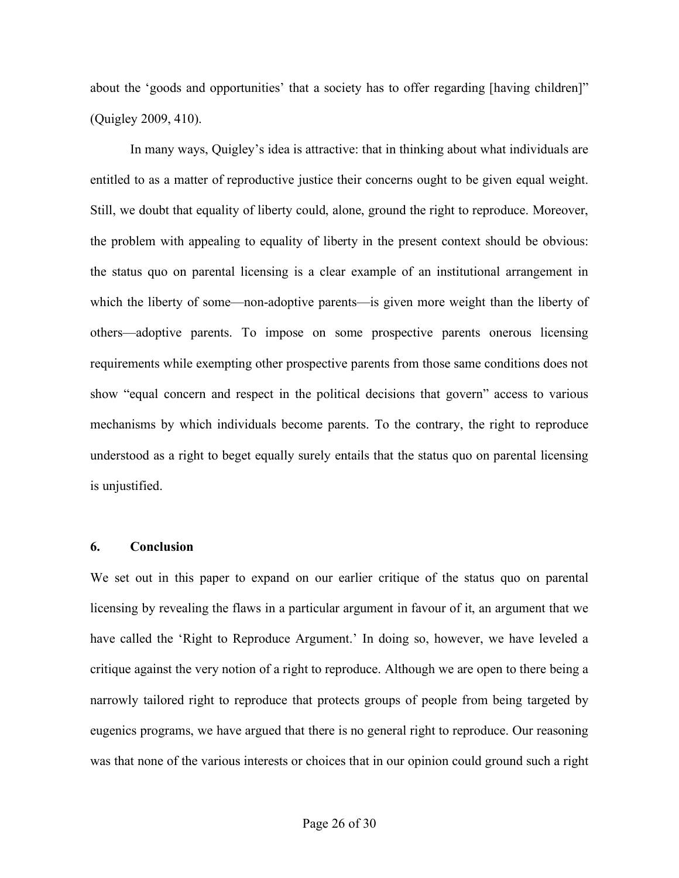about the 'goods and opportunities' that a society has to offer regarding [having children]" (Quigley 2009, 410).

In many ways, Quigley's idea is attractive: that in thinking about what individuals are entitled to as a matter of reproductive justice their concerns ought to be given equal weight. Still, we doubt that equality of liberty could, alone, ground the right to reproduce. Moreover, the problem with appealing to equality of liberty in the present context should be obvious: the status quo on parental licensing is a clear example of an institutional arrangement in which the liberty of some—non-adoptive parents—is given more weight than the liberty of others—adoptive parents. To impose on some prospective parents onerous licensing requirements while exempting other prospective parents from those same conditions does not show "equal concern and respect in the political decisions that govern" access to various mechanisms by which individuals become parents. To the contrary, the right to reproduce understood as a right to beget equally surely entails that the status quo on parental licensing is unjustified.

## 6. Conclusion

We set out in this paper to expand on our earlier critique of the status quo on parental licensing by revealing the flaws in a particular argument in favour of it, an argument that we have called the 'Right to Reproduce Argument.' In doing so, however, we have leveled a critique against the very notion of a right to reproduce. Although we are open to there being a narrowly tailored right to reproduce that protects groups of people from being targeted by eugenics programs, we have argued that there is no general right to reproduce. Our reasoning was that none of the various interests or choices that in our opinion could ground such a right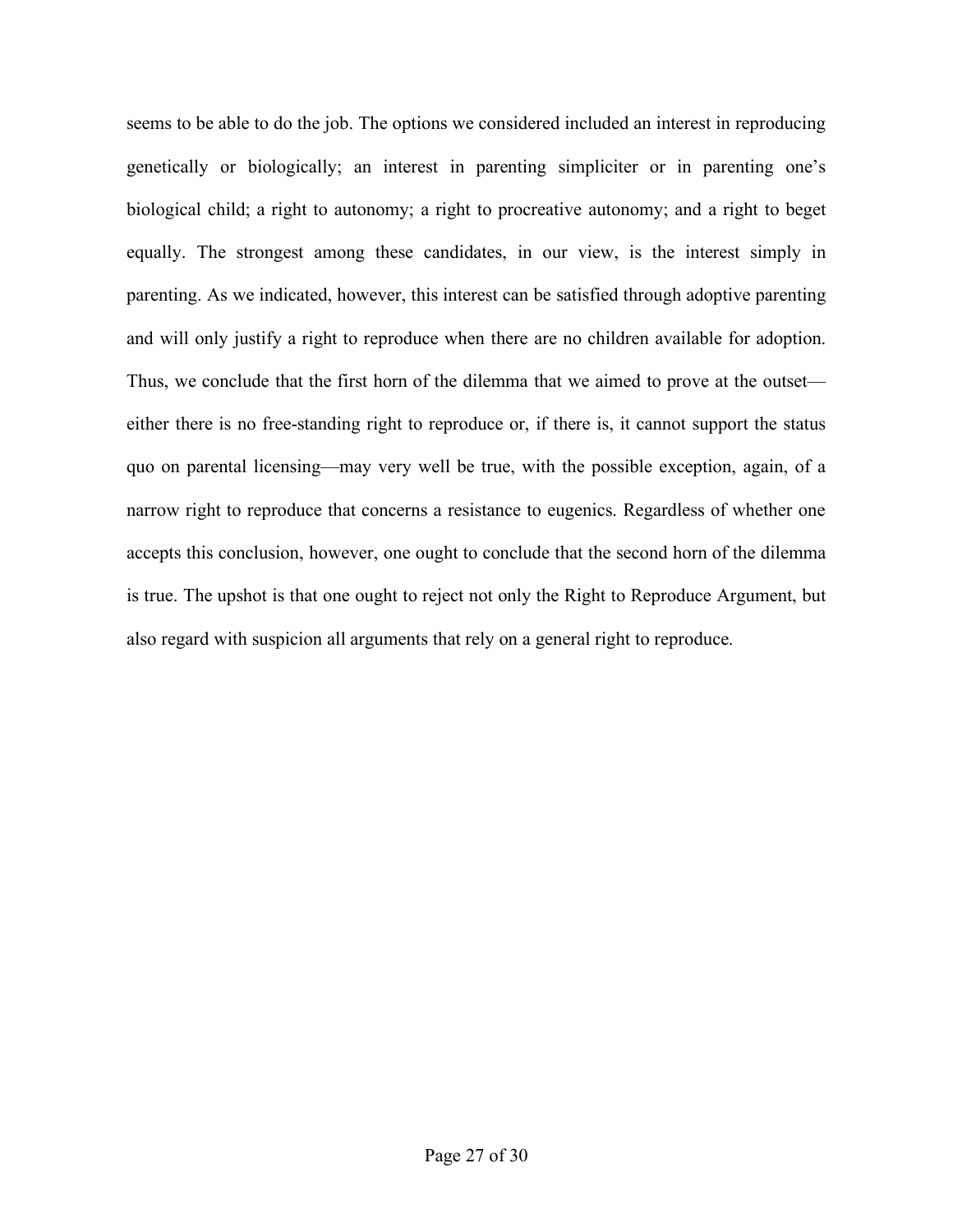seems to be able to do the job. The options we considered included an interest in reproducing genetically or biologically; an interest in parenting simpliciter or in parenting one's biological child; a right to autonomy; a right to procreative autonomy; and a right to beget equally. The strongest among these candidates, in our view, is the interest simply in parenting. As we indicated, however, this interest can be satisfied through adoptive parenting and will only justify a right to reproduce when there are no children available for adoption. Thus, we conclude that the first horn of the dilemma that we aimed to prove at the outset—either there is no free-standing right to reproduce or, if there is, it cannot support the status quo on parental licensing—may very well be true, with the possible exception, again, of a narrow right to reproduce that concerns a resistance to eugenics. Regardless of whether one accepts this conclusion, however, one ought to conclude that the second horn of the dilemma is true. The upshot is that one ought to reject not only the Right to Reproduce Argument, but also regard with suspicion all arguments that rely on a general right to reproduce.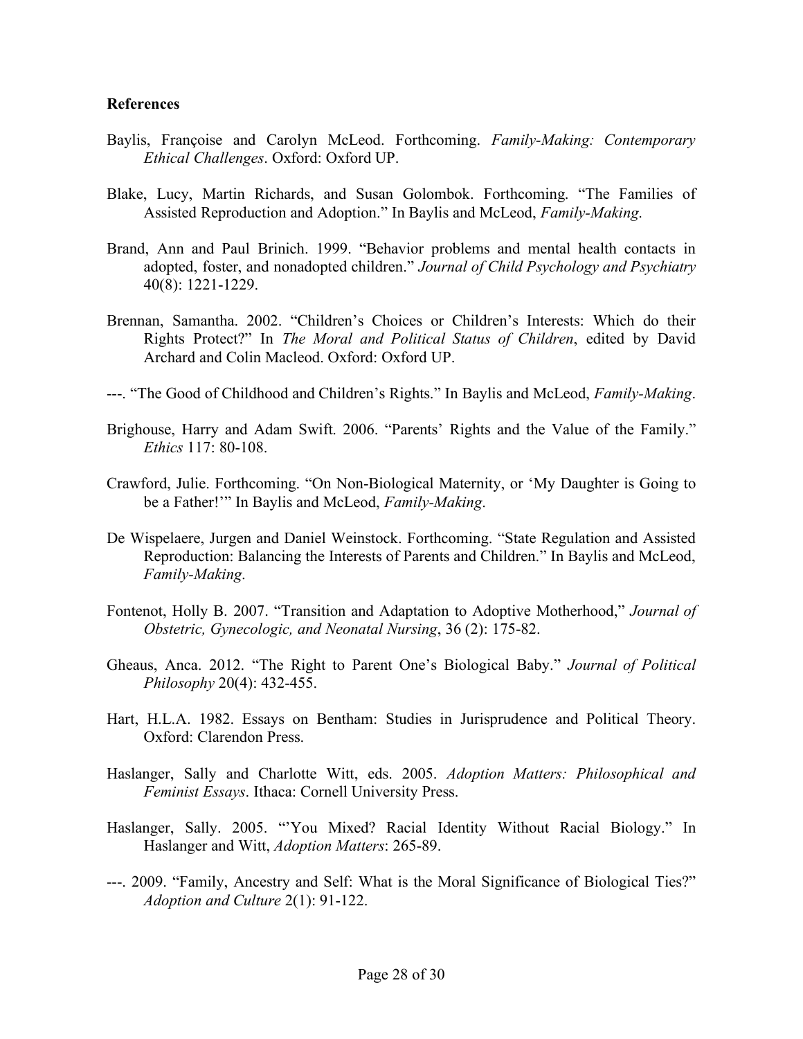**References**

Baylis, Françoise and Carolyn McLeod. Forthcoming. *Family-Making: Contemporary Ethical Challenges*. Oxford: Oxford UP.

Blake, Lucy, Martin Richards, and Susan Golombok. Forthcoming. "The Families of Assisted Reproduction and Adoption." In Baylis and McLeod, *Family-Making*.

Brand, Ann and Paul Brinich. 1999. "Behavior problems and mental health contacts in adopted, foster, and nonadopted children." *Journal of Child Psychology and Psychiatry* 40(8): 1221-1229.

Brennan, Samantha. 2002. "Children's Choices or Children's Interests: Which do their Rights Protect?" In *The Moral and Political Status of Children*, edited by David Archard and Colin Macleod. Oxford: Oxford UP.

---. "The Good of Childhood and Children's Rights." In Baylis and McLeod, *Family-Making*.

Brighouse, Harry and Adam Swift. 2006. "Parents' Rights and the Value of the Family." *Ethics* 117: 80-108.

Crawford, Julie. Forthcoming. "On Non-Biological Maternity, or 'My Daughter is Going to be a Father!'" In Baylis and McLeod, *Family-Making*.

De Wispelaere, Jurgen and Daniel Weinstock. Forthcoming. "State Regulation and Assisted Reproduction: Balancing the Interests of Parents and Children." In Baylis and McLeod, *Family-Making*.

Fontenot, Holly B. 2007. "Transition and Adaptation to Adoptive Motherhood," *Journal of Obstetric, Gynecologic, and Neonatal Nursing*, 36 (2): 175-82.

Gheaus, Anca. 2012. "The Right to Parent One's Biological Baby." *Journal of Political Philosophy* 20(4): 432-455.

Hart, H.L.A. 1982. Essays on Bentham: Studies in Jurisprudence and Political Theory. Oxford: Clarendon Press.

Haslanger, Sally and Charlotte Witt, eds. 2005. *Adoption Matters: Philosophical and Feminist Essays*. Ithaca: Cornell University Press.

Haslanger, Sally. 2005. "'You Mixed? Racial Identity Without Racial Biology." In Haslanger and Witt, *Adoption Matters*: 265-89.

---. 2009. "Family, Ancestry and Self: What is the Moral Significance of Biological Ties?" *Adoption and Culture* 2(1): 91-122.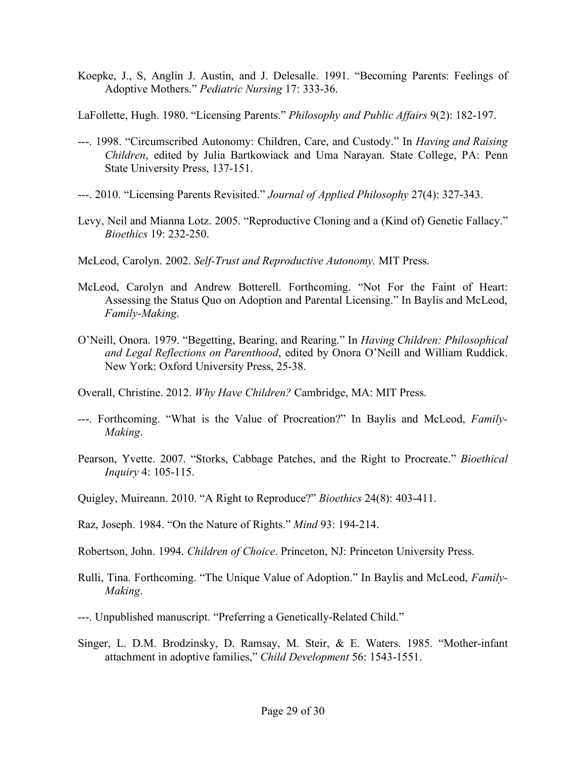Koepke, J., S, Anglin J. Austin, and J. Delesalle. 1991. "Becoming Parents: Feelings of Adoptive Mothers." *Pediatric Nursing* 17: 333-36.

LaFollette, Hugh. 1980. "Licensing Parents." *Philosophy and Public Affairs* 9(2): 182-197.

---. 1998. "Circumscribed Autonomy: Children, Care, and Custody." In *Having and Raising Children*, edited by Julia Bartkowiack and Uma Narayan. State College, PA: Penn State University Press, 137-151.

---. 2010. "Licensing Parents Revisited." *Journal of Applied Philosophy* 27(4): 327-343.

Levy, Neil and Mianna Lotz. 2005. "Reproductive Cloning and a (Kind of) Genetic Fallacy." *Bioethics* 19: 232-250.

McLeod, Carolyn. 2002. *Self-Trust and Reproductive Autonomy.* MIT Press.

McLeod, Carolyn and Andrew Botterell. Forthcoming. "Not For the Faint of Heart: Assessing the Status Quo on Adoption and Parental Licensing." In Baylis and McLeod, *Family-Making*.

O'Neill, Onora. 1979. "Begetting, Bearing, and Rearing." In *Having Children: Philosophical and Legal Reflections on Parenthood*, edited by Onora O'Neill and William Ruddick. New York: Oxford University Press, 25-38.

Overall, Christine. 2012. *Why Have Children?* Cambridge, MA: MIT Press.

---. Forthcoming. "What is the Value of Procreation?" In Baylis and McLeod, *Family-Making*.

Pearson, Yvette. 2007. "Storks, Cabbage Patches, and the Right to Procreate." *Bioethical Inquiry* 4: 105-115.

Quigley, Muireann. 2010. "A Right to Reproduce?" *Bioethics* 24(8): 403-411.

Raz, Joseph. 1984. "On the Nature of Rights." *Mind* 93: 194-214.

Robertson, John. 1994. *Children of Choice*. Princeton, NJ: Princeton University Press.

Rulli, Tina. Forthcoming. "The Unique Value of Adoption." In Baylis and McLeod, *Family-Making*.

---. Unpublished manuscript. "Preferring a Genetically-Related Child."

Singer, L. D.M. Brodzinsky, D. Ramsay, M. Steir, & E. Waters. 1985. "Mother-infant attachment in adoptive families," *Child Development* 56: 1543-1551.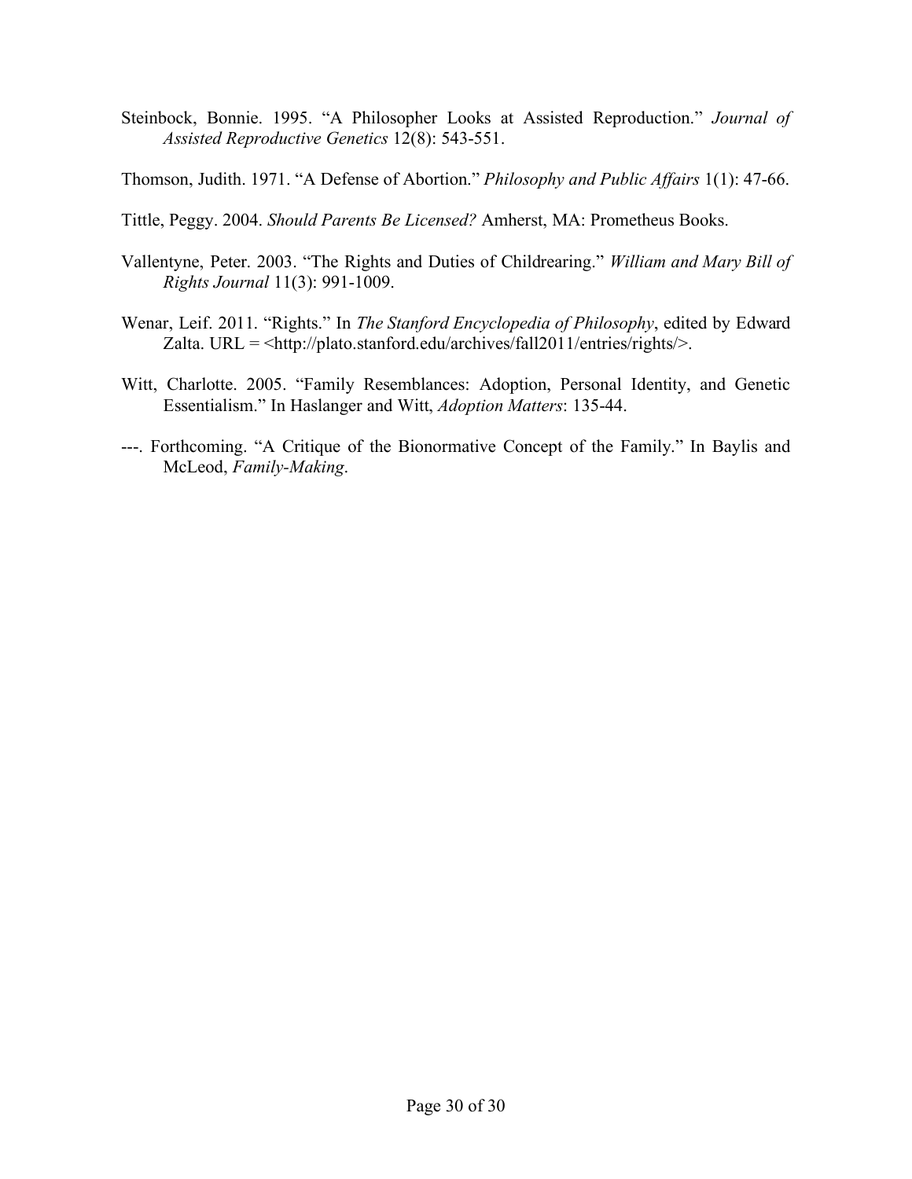Steinbock, Bonnie. 1995. "A Philosopher Looks at Assisted Reproduction." *Journal of Assisted Reproductive Genetics* 12(8): 543-551.

Thomson, Judith. 1971. "A Defense of Abortion." *Philosophy and Public Affairs* 1(1): 47-66.

Tittle, Peggy. 2004. *Should Parents Be Licensed?* Amherst, MA: Prometheus Books.

Vallentyne, Peter. 2003. "The Rights and Duties of Childrearing." *William and Mary Bill of Rights Journal* 11(3): 991-1009.

Wenar, Leif. 2011. "Rights." In *The Stanford Encyclopedia of Philosophy*, edited by Edward Zalta. URL = <http://plato.stanford.edu/archives/fall2011/entries/rights/>.

Witt, Charlotte. 2005. "Family Resemblances: Adoption, Personal Identity, and Genetic Essentialism." In Haslanger and Witt, *Adoption Matters*: 135-44.

---. Forthcoming. "A Critique of the Bionormative Concept of the Family." In Baylis and McLeod, *Family-Making*.